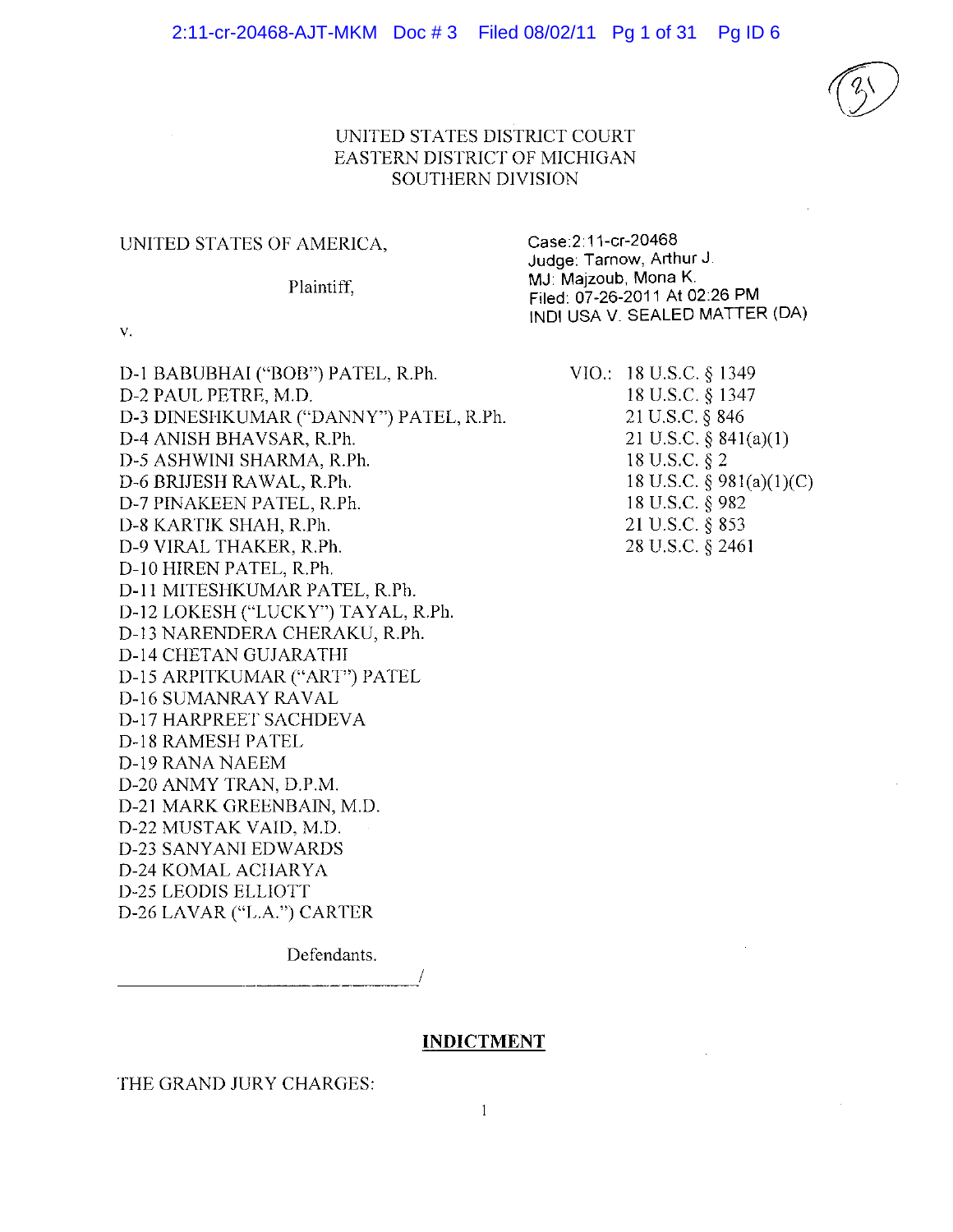UNITED STATES DISTRICT COURT
EASTERN DISTRICT OF MICHIGAN
SOUTHERN DIVISION

UNITED STATES OF AMERICA,

Plaintiff,

v.

Case:2:11-cr-20468
Judge: Tarnow, Arthur J.
MJ: Majzoub, Mona K.
Filed: 07-26-2011 At 02:26 PM
INDI USA V. SEALED MATTER (DA)

D-1 BABUBHAI ("BOB") PATEL, R.Ph.
D-2 PAUL PETRE, M.D.
D-3 DINESHKUMAR ("DANNY") PATEL, R.Ph.
D-4 ANISH BHAVSAR, R.Ph.
D-5 ASHWINI SHARMA, R.Ph.
D-6 BRIJESH RAWAL, R.Ph.
D-7 PINAKEEN PATEL, R.Ph.
D-8 KARTIK SHAH, R.Ph.
D-9 VIRAL THAKER, R.Ph.
D-10 HIREN PATEL, R.Ph.
D-11 MITESHKUMAR PATEL, R.Ph.
D-12 LOKESH ("LUCKY") TAYAL, R.Ph.
D-13 NARENDERA CHERAKU, R.Ph.
D-14 CHETAN GUJARATHI
D-15 ARPITKUMAR ("ART") PATEL
D-16 SUMANRAY RAVAL
D-17 HARPREET SACHDEVA
D-18 RAMESH PATEL
D-19 RANA NAEEM
D-20 ANMY TRAN, D.P.M.
D-21 MARK GREENBAIN, M.D.
D-22 MUSTAK VAID, M.D.
D-23 SANYANI EDWARDS
D-24 KOMAL ACHARYA
D-25 LEODIS ELLIOTT
D-26 LAVAR ("L.A.") CARTER

Defendants.
\_\_\_\_\_\_\_\_\_\_\_\_\_\_\_\_\_\_\_\_\_\_\_\_\_\_\_\_\_\_\_\_\_\_\_/

VIO.: 18 U.S.C. § 1349
18 U.S.C. § 1347
21 U.S.C. § 846
21 U.S.C. § 841(a)(1)
18 U.S.C. § 2
18 U.S.C. § 981(a)(1)(C)
18 U.S.C. § 982
21 U.S.C. § 853
28 U.S.C. § 2461

## INDICTMENT

THE GRAND JURY CHARGES: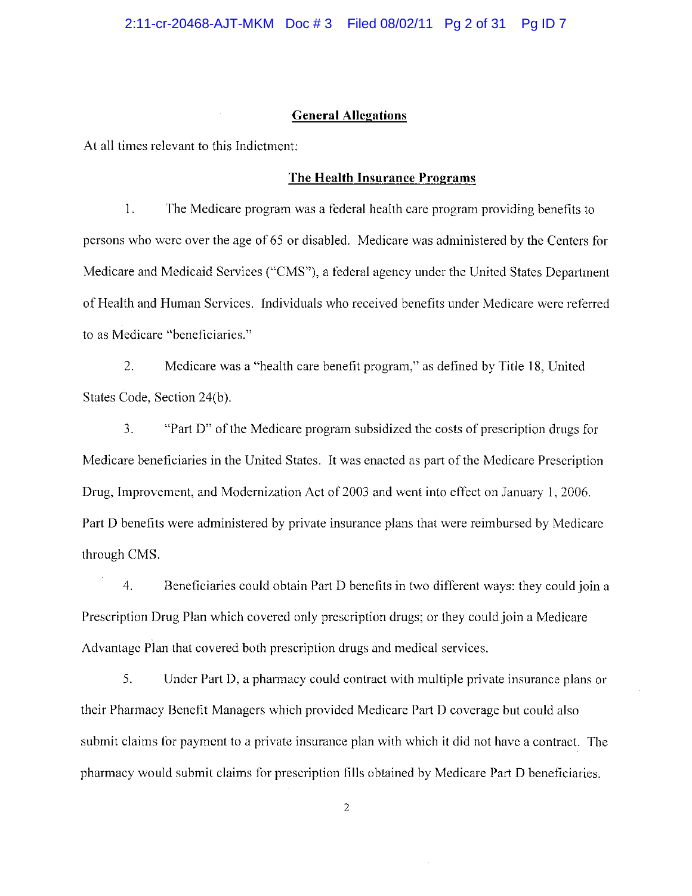## General Allegations

At all times relevant to this Indictment:

### The Health Insurance Programs

1. The Medicare program was a federal health care program providing benefits to persons who were over the age of 65 or disabled. Medicare was administered by the Centers for Medicare and Medicaid Services ("CMS"), a federal agency under the United States Department of Health and Human Services. Individuals who received benefits under Medicare were referred to as Medicare "beneficiaries."

2. Medicare was a "health care benefit program," as defined by Title 18, United States Code, Section 24(b).

3. "Part D" of the Medicare program subsidized the costs of prescription drugs for Medicare beneficiaries in the United States. It was enacted as part of the Medicare Prescription Drug, Improvement, and Modernization Act of 2003 and went into effect on January 1, 2006. Part D benefits were administered by private insurance plans that were reimbursed by Medicare through CMS.

4. Beneficiaries could obtain Part D benefits in two different ways: they could join a Prescription Drug Plan which covered only prescription drugs; or they could join a Medicare Advantage Plan that covered both prescription drugs and medical services.

5. Under Part D, a pharmacy could contract with multiple private insurance plans or their Pharmacy Benefit Managers which provided Medicare Part D coverage but could also submit claims for payment to a private insurance plan with which it did not have a contract. The pharmacy would submit claims for prescription fills obtained by Medicare Part D beneficiaries.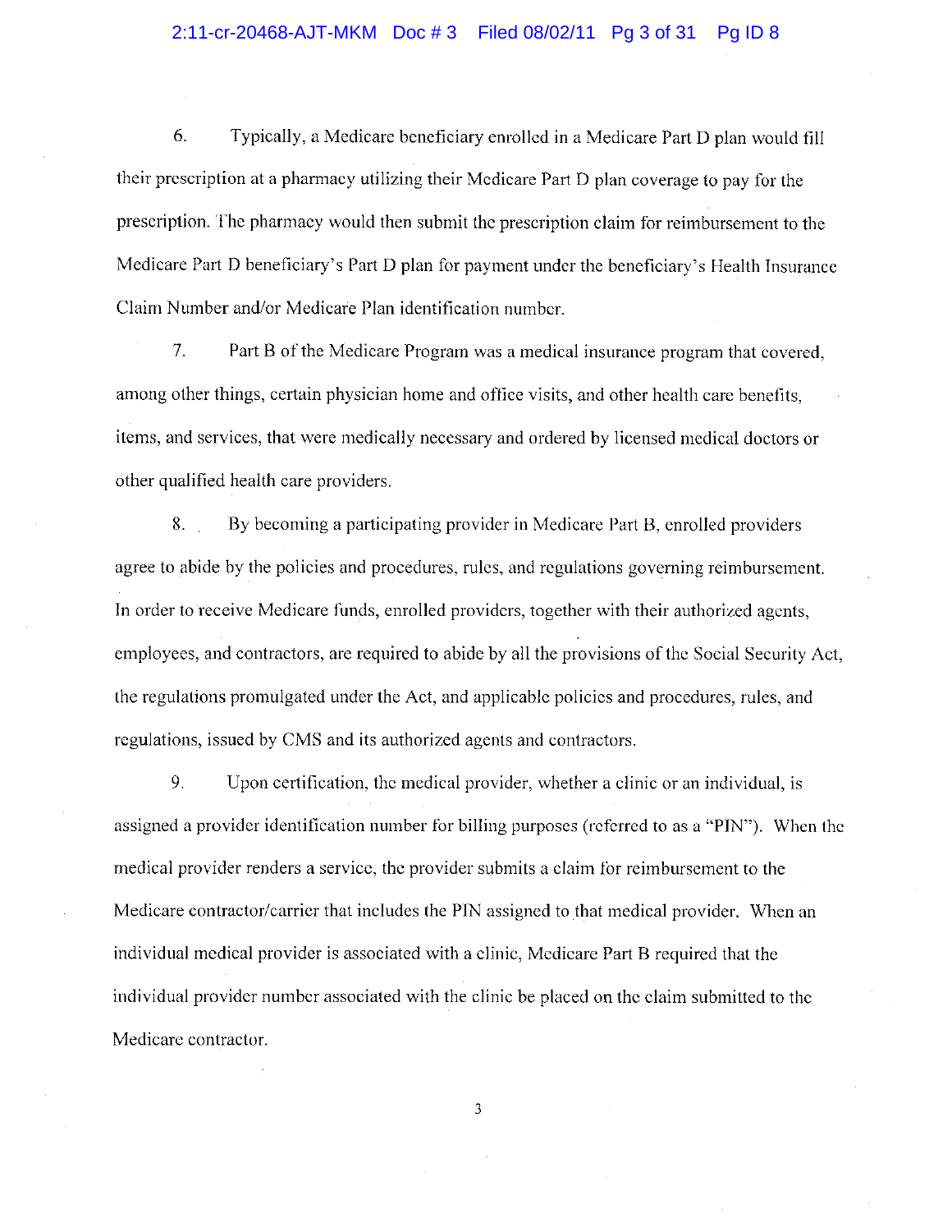6. Typically, a Medicare beneficiary enrolled in a Medicare Part D plan would fill their prescription at a pharmacy utilizing their Medicare Part D plan coverage to pay for the prescription. The pharmacy would then submit the prescription claim for reimbursement to the Medicare Part D beneficiary's Part D plan for payment under the beneficiary's Health Insurance Claim Number and/or Medicare Plan identification number.

7. Part B of the Medicare Program was a medical insurance program that covered, among other things, certain physician home and office visits, and other health care benefits, items, and services, that were medically necessary and ordered by licensed medical doctors or other qualified health care providers.

8. By becoming a participating provider in Medicare Part B, enrolled providers agree to abide by the policies and procedures, rules, and regulations governing reimbursement. In order to receive Medicare funds, enrolled providers, together with their authorized agents, employees, and contractors, are required to abide by all the provisions of the Social Security Act, the regulations promulgated under the Act, and applicable policies and procedures, rules, and regulations, issued by CMS and its authorized agents and contractors.

9. Upon certification, the medical provider, whether a clinic or an individual, is assigned a provider identification number for billing purposes (referred to as a "PIN"). When the medical provider renders a service, the provider submits a claim for reimbursement to the Medicare contractor/carrier that includes the PIN assigned to that medical provider. When an individual medical provider is associated with a clinic, Medicare Part B required that the individual provider number associated with the clinic be placed on the claim submitted to the Medicare contractor.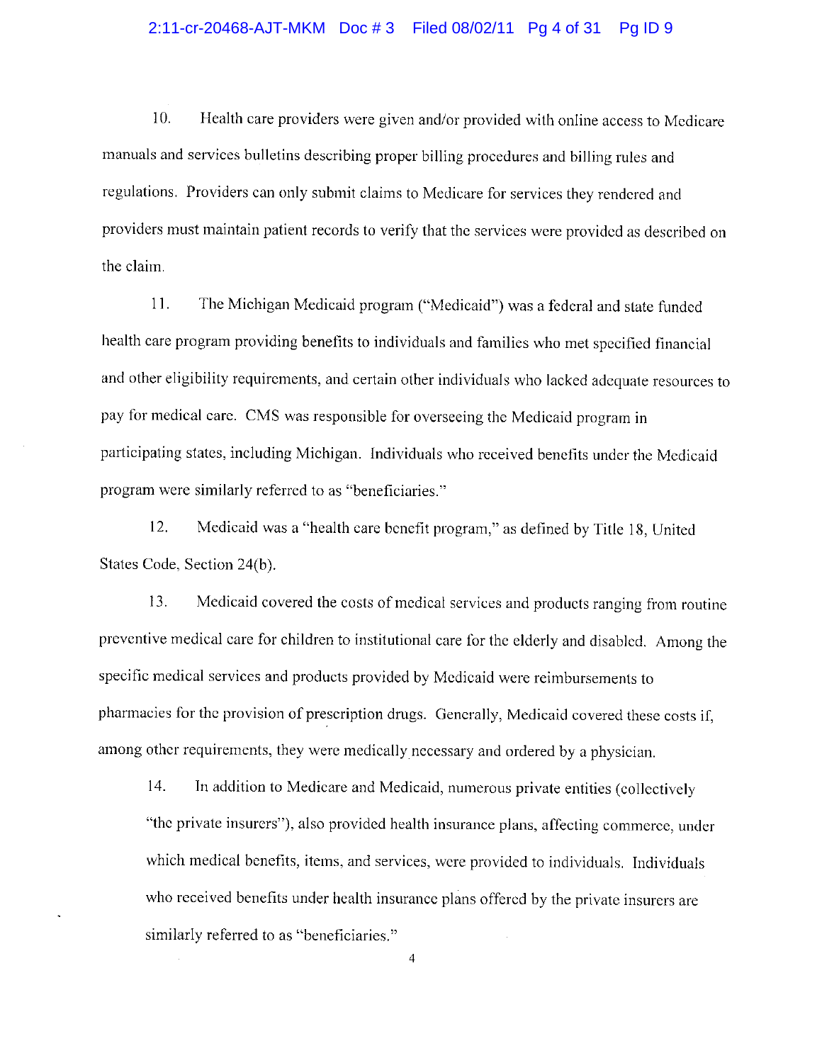10. Health care providers were given and/or provided with online access to Medicare manuals and services bulletins describing proper billing procedures and billing rules and regulations. Providers can only submit claims to Medicare for services they rendered and providers must maintain patient records to verify that the services were provided as described on the claim.

11. The Michigan Medicaid program ("Medicaid") was a federal and state funded health care program providing benefits to individuals and families who met specified financial and other eligibility requirements, and certain other individuals who lacked adequate resources to pay for medical care. CMS was responsible for overseeing the Medicaid program in participating states, including Michigan. Individuals who received benefits under the Medicaid program were similarly referred to as "beneficiaries."

12. Medicaid was a "health care benefit program," as defined by Title 18, United States Code, Section 24(b).

13. Medicaid covered the costs of medical services and products ranging from routine preventive medical care for children to institutional care for the elderly and disabled. Among the specific medical services and products provided by Medicaid were reimbursements to pharmacies for the provision of prescription drugs. Generally, Medicaid covered these costs if, among other requirements, they were medically necessary and ordered by a physician.

14. In addition to Medicare and Medicaid, numerous private entities (collectively "the private insurers"), also provided health insurance plans, affecting commerce, under which medical benefits, items, and services, were provided to individuals. Individuals who received benefits under health insurance plans offered by the private insurers are similarly referred to as "beneficiaries."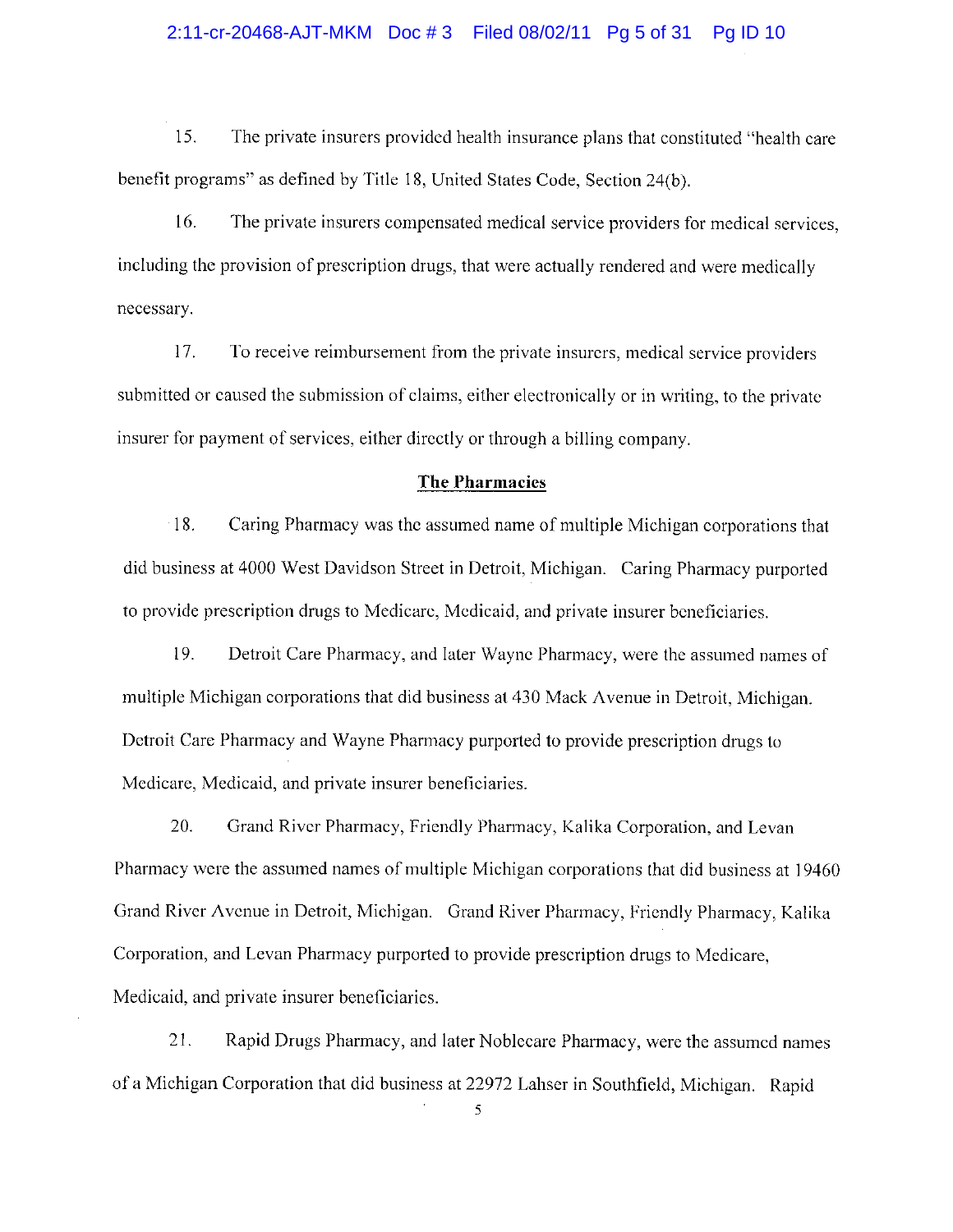15. The private insurers provided health insurance plans that constituted "health care benefit programs" as defined by Title 18, United States Code, Section 24(b).

16. The private insurers compensated medical service providers for medical services, including the provision of prescription drugs, that were actually rendered and were medically necessary.

17. To receive reimbursement from the private insurers, medical service providers submitted or caused the submission of claims, either electronically or in writing, to the private insurer for payment of services, either directly or through a billing company.

**The Pharmacies**

18. Caring Pharmacy was the assumed name of multiple Michigan corporations that did business at 4000 West Davidson Street in Detroit, Michigan. Caring Pharmacy purported to provide prescription drugs to Medicare, Medicaid, and private insurer beneficiaries.

19. Detroit Care Pharmacy, and later Wayne Pharmacy, were the assumed names of multiple Michigan corporations that did business at 430 Mack Avenue in Detroit, Michigan. Detroit Care Pharmacy and Wayne Pharmacy purported to provide prescription drugs to Medicare, Medicaid, and private insurer beneficiaries.

20. Grand River Pharmacy, Friendly Pharmacy, Kalika Corporation, and Levan Pharmacy were the assumed names of multiple Michigan corporations that did business at 19460 Grand River Avenue in Detroit, Michigan. Grand River Pharmacy, Friendly Pharmacy, Kalika Corporation, and Levan Pharmacy purported to provide prescription drugs to Medicare, Medicaid, and private insurer beneficiaries.

21. Rapid Drugs Pharmacy, and later Noblecare Pharmacy, were the assumed names of a Michigan Corporation that did business at 22972 Lahser in Southfield, Michigan. Rapid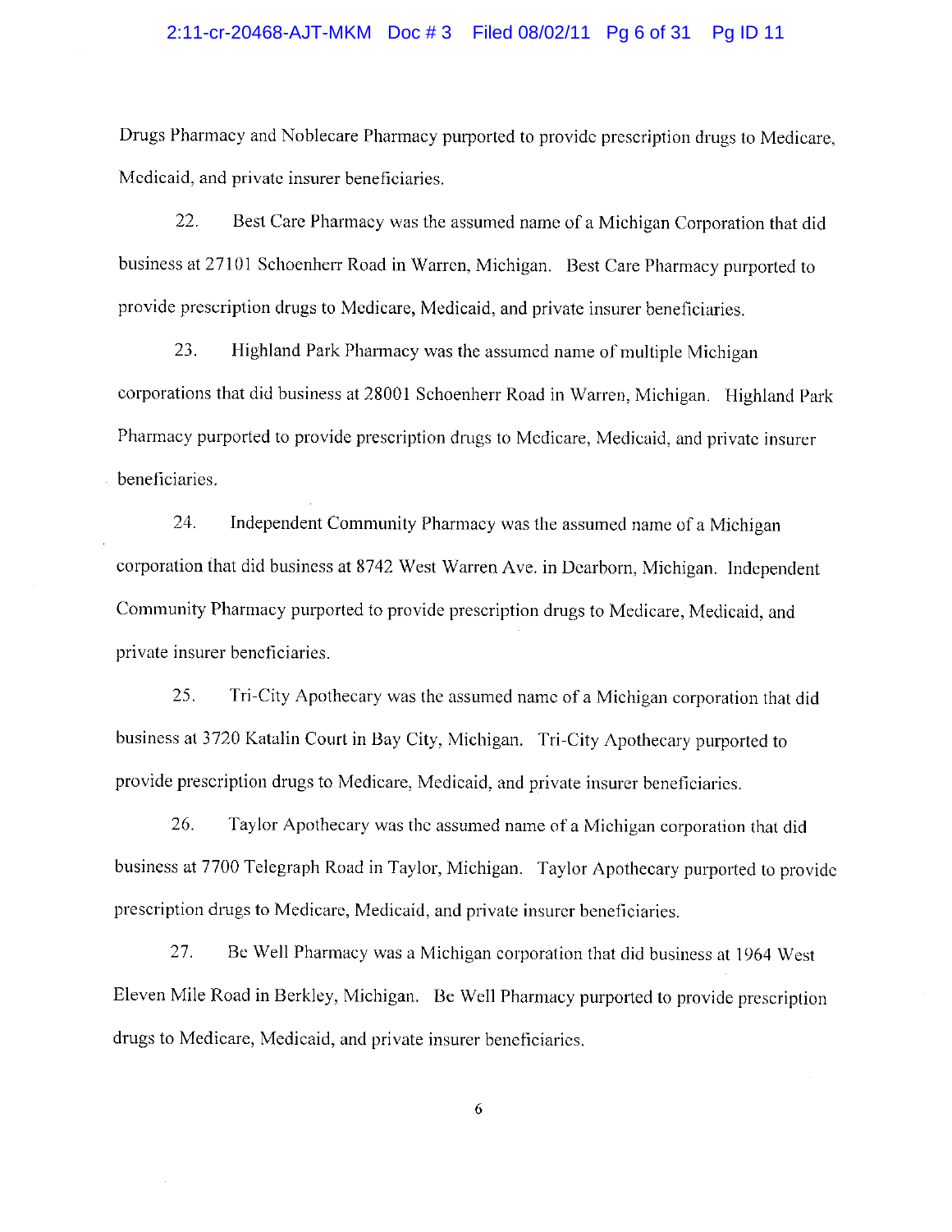Drugs Pharmacy and Noblecare Pharmacy purported to provide prescription drugs to Medicare, Medicaid, and private insurer beneficiaries.

22. Best Care Pharmacy was the assumed name of a Michigan Corporation that did business at 27101 Schoenherr Road in Warren, Michigan. Best Care Pharmacy purported to provide prescription drugs to Medicare, Medicaid, and private insurer beneficiaries.

23. Highland Park Pharmacy was the assumed name of multiple Michigan corporations that did business at 28001 Schoenherr Road in Warren, Michigan. Highland Park Pharmacy purported to provide prescription drugs to Medicare, Medicaid, and private insurer beneficiaries.

24. Independent Community Pharmacy was the assumed name of a Michigan corporation that did business at 8742 West Warren Ave. in Dearborn, Michigan. Independent Community Pharmacy purported to provide prescription drugs to Medicare, Medicaid, and private insurer beneficiaries.

25. Tri-City Apothecary was the assumed name of a Michigan corporation that did business at 3720 Katalin Court in Bay City, Michigan. Tri-City Apothecary purported to provide prescription drugs to Medicare, Medicaid, and private insurer beneficiaries.

26. Taylor Apothecary was the assumed name of a Michigan corporation that did business at 7700 Telegraph Road in Taylor, Michigan. Taylor Apothecary purported to provide prescription drugs to Medicare, Medicaid, and private insurer beneficiaries.

27. Be Well Pharmacy was a Michigan corporation that did business at 1964 West Eleven Mile Road in Berkley, Michigan. Be Well Pharmacy purported to provide prescription drugs to Medicare, Medicaid, and private insurer beneficiaries.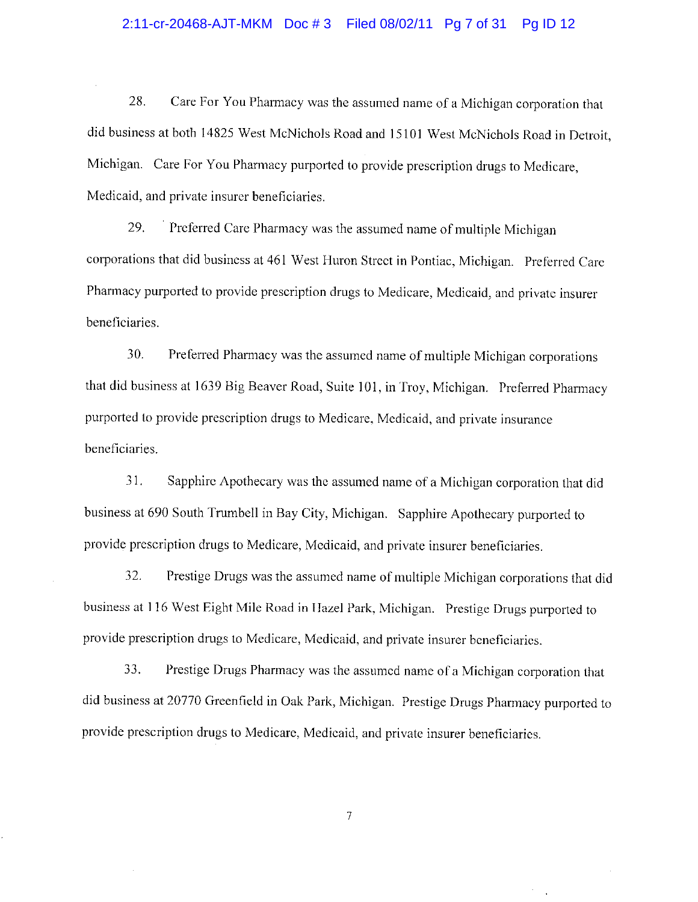28. Care For You Pharmacy was the assumed name of a Michigan corporation that did business at both 14825 West McNichols Road and 15101 West McNichols Road in Detroit, Michigan. Care For You Pharmacy purported to provide prescription drugs to Medicare, Medicaid, and private insurer beneficiaries.

29. Preferred Care Pharmacy was the assumed name of multiple Michigan corporations that did business at 461 West Huron Street in Pontiac, Michigan. Preferred Care Pharmacy purported to provide prescription drugs to Medicare, Medicaid, and private insurer beneficiaries.

30. Preferred Pharmacy was the assumed name of multiple Michigan corporations that did business at 1639 Big Beaver Road, Suite 101, in Troy, Michigan. Preferred Pharmacy purported to provide prescription drugs to Medicare, Medicaid, and private insurance beneficiaries.

31. Sapphire Apothecary was the assumed name of a Michigan corporation that did business at 690 South Trumbell in Bay City, Michigan. Sapphire Apothecary purported to provide prescription drugs to Medicare, Medicaid, and private insurer beneficiaries.

32. Prestige Drugs was the assumed name of multiple Michigan corporations that did business at 116 West Eight Mile Road in Hazel Park, Michigan. Prestige Drugs purported to provide prescription drugs to Medicare, Medicaid, and private insurer beneficiaries.

33. Prestige Drugs Pharmacy was the assumed name of a Michigan corporation that did business at 20770 Greenfield in Oak Park, Michigan. Prestige Drugs Pharmacy purported to provide prescription drugs to Medicare, Medicaid, and private insurer beneficiaries.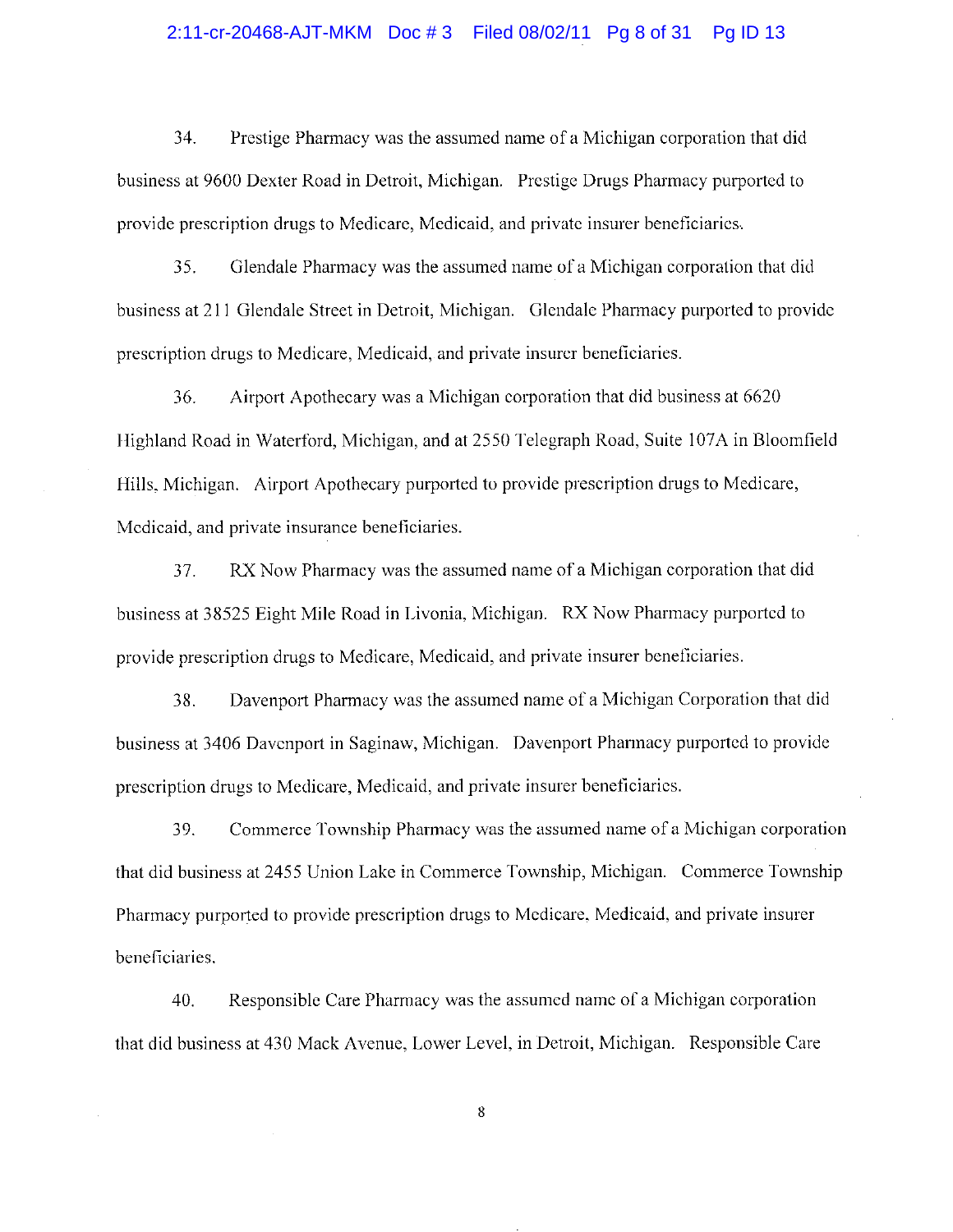34. Prestige Pharmacy was the assumed name of a Michigan corporation that did business at 9600 Dexter Road in Detroit, Michigan. Prestige Drugs Pharmacy purported to provide prescription drugs to Medicare, Medicaid, and private insurer beneficiaries.

35. Glendale Pharmacy was the assumed name of a Michigan corporation that did business at 211 Glendale Street in Detroit, Michigan. Glendale Pharmacy purported to provide prescription drugs to Medicare, Medicaid, and private insurer beneficiaries.

36. Airport Apothecary was a Michigan corporation that did business at 6620 Highland Road in Waterford, Michigan, and at 2550 Telegraph Road, Suite 107A in Bloomfield Hills, Michigan. Airport Apothecary purported to provide prescription drugs to Medicare, Medicaid, and private insurance beneficiaries.

37. RX Now Pharmacy was the assumed name of a Michigan corporation that did business at 38525 Eight Mile Road in Livonia, Michigan. RX Now Pharmacy purported to provide prescription drugs to Medicare, Medicaid, and private insurer beneficiaries.

38. Davenport Pharmacy was the assumed name of a Michigan Corporation that did business at 3406 Davenport in Saginaw, Michigan. Davenport Pharmacy purported to provide prescription drugs to Medicare, Medicaid, and private insurer beneficiaries.

39. Commerce Township Pharmacy was the assumed name of a Michigan corporation that did business at 2455 Union Lake in Commerce Township, Michigan. Commerce Township Pharmacy purported to provide prescription drugs to Medicare, Medicaid, and private insurer beneficiaries.

40. Responsible Care Pharmacy was the assumed name of a Michigan corporation that did business at 430 Mack Avenue, Lower Level, in Detroit, Michigan. Responsible Care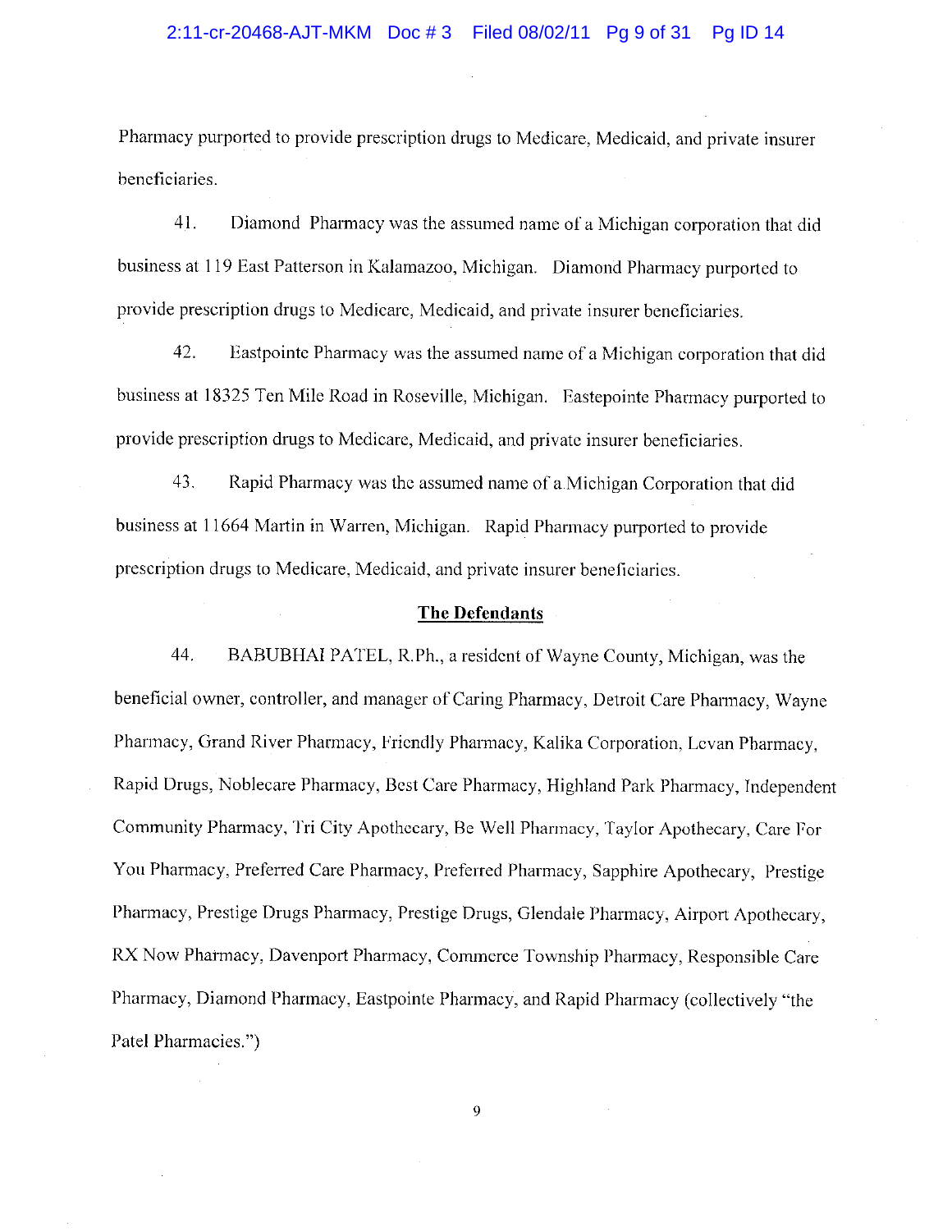Pharmacy purported to provide prescription drugs to Medicare, Medicaid, and private insurer beneficiaries.

41. Diamond Pharmacy was the assumed name of a Michigan corporation that did business at 119 East Patterson in Kalamazoo, Michigan. Diamond Pharmacy purported to provide prescription drugs to Medicare, Medicaid, and private insurer beneficiaries.

42. Eastpointe Pharmacy was the assumed name of a Michigan corporation that did business at 18325 Ten Mile Road in Roseville, Michigan. Eastepointe Pharmacy purported to provide prescription drugs to Medicare, Medicaid, and private insurer beneficiaries.

43. Rapid Pharmacy was the assumed name of a Michigan Corporation that did business at 11664 Martin in Warren, Michigan. Rapid Pharmacy purported to provide prescription drugs to Medicare, Medicaid, and private insurer beneficiaries.

## The Defendants

44. BABUBHAI PATEL, R.Ph., a resident of Wayne County, Michigan, was the beneficial owner, controller, and manager of Caring Pharmacy, Detroit Care Pharmacy, Wayne Pharmacy, Grand River Pharmacy, Friendly Pharmacy, Kalika Corporation, Levan Pharmacy, Rapid Drugs, Noblecare Pharmacy, Best Care Pharmacy, Highland Park Pharmacy, Independent Community Pharmacy, Tri City Apothecary, Be Well Pharmacy, Taylor Apothecary, Care For You Pharmacy, Preferred Care Pharmacy, Preferred Pharmacy, Sapphire Apothecary, Prestige Pharmacy, Prestige Drugs Pharmacy, Prestige Drugs, Glendale Pharmacy, Airport Apothecary, RX Now Pharmacy, Davenport Pharmacy, Commerce Township Pharmacy, Responsible Care Pharmacy, Diamond Pharmacy, Eastpointe Pharmacy, and Rapid Pharmacy (collectively "the Patel Pharmacies.")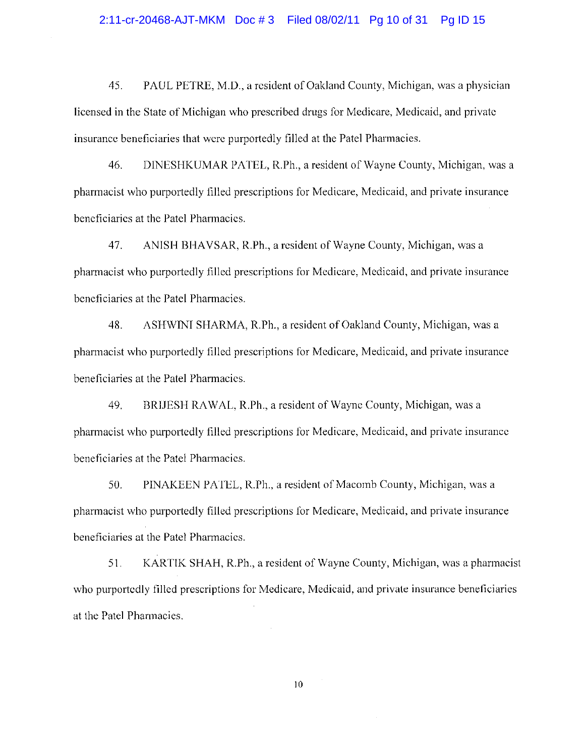45. PAUL PETRE, M.D., a resident of Oakland County, Michigan, was a physician licensed in the State of Michigan who prescribed drugs for Medicare, Medicaid, and private insurance beneficiaries that were purportedly filled at the Patel Pharmacies.

46. DINESHKUMAR PATEL, R.Ph., a resident of Wayne County, Michigan, was a pharmacist who purportedly filled prescriptions for Medicare, Medicaid, and private insurance beneficiaries at the Patel Pharmacies.

47. ANISH BHAVSAR, R.Ph., a resident of Wayne County, Michigan, was a pharmacist who purportedly filled prescriptions for Medicare, Medicaid, and private insurance beneficiaries at the Patel Pharmacies.

48. ASHWINI SHARMA, R.Ph., a resident of Oakland County, Michigan, was a pharmacist who purportedly filled prescriptions for Medicare, Medicaid, and private insurance beneficiaries at the Patel Pharmacies.

49. BRIJESH RAWAL, R.Ph., a resident of Wayne County, Michigan, was a pharmacist who purportedly filled prescriptions for Medicare, Medicaid, and private insurance beneficiaries at the Patel Pharmacies.

50. PINAKEEN PATEL, R.Ph., a resident of Macomb County, Michigan, was a pharmacist who purportedly filled prescriptions for Medicare, Medicaid, and private insurance beneficiaries at the Patel Pharmacies.

51. KARTIK SHAH, R.Ph., a resident of Wayne County, Michigan, was a pharmacist who purportedly filled prescriptions for Medicare, Medicaid, and private insurance beneficiaries at the Patel Pharmacies.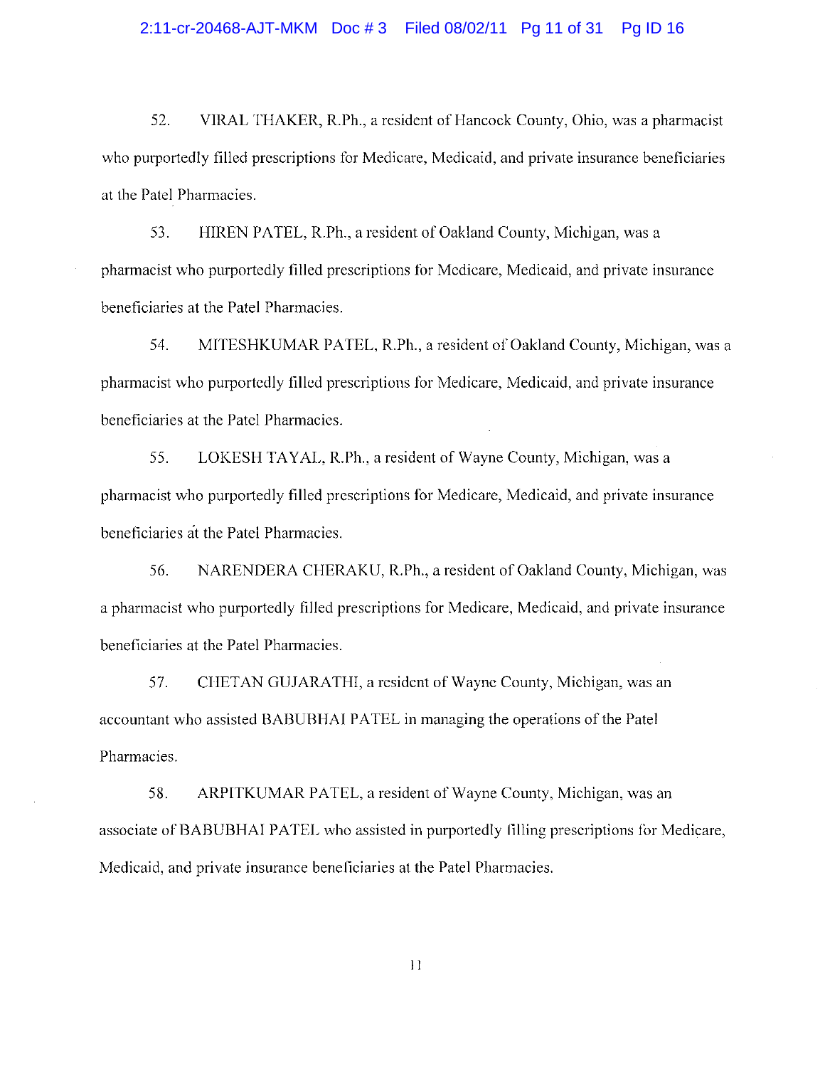52. VIRAL THAKER, R.Ph., a resident of Hancock County, Ohio, was a pharmacist who purportedly filled prescriptions for Medicare, Medicaid, and private insurance beneficiaries at the Patel Pharmacies.

53. HIREN PATEL, R.Ph., a resident of Oakland County, Michigan, was a pharmacist who purportedly filled prescriptions for Medicare, Medicaid, and private insurance beneficiaries at the Patel Pharmacies.

54. MITESHKUMAR PATEL, R.Ph., a resident of Oakland County, Michigan, was a pharmacist who purportedly filled prescriptions for Medicare, Medicaid, and private insurance beneficiaries at the Patel Pharmacies.

55. LOKESH TAYAL, R.Ph., a resident of Wayne County, Michigan, was a pharmacist who purportedly filled prescriptions for Medicare, Medicaid, and private insurance beneficiaries at the Patel Pharmacies.

56. NARENDERA CHERAKU, R.Ph., a resident of Oakland County, Michigan, was a pharmacist who purportedly filled prescriptions for Medicare, Medicaid, and private insurance beneficiaries at the Patel Pharmacies.

57. CHETAN GUJARATHI, a resident of Wayne County, Michigan, was an accountant who assisted BABUBHAI PATEL in managing the operations of the Patel Pharmacies.

58. ARPITKUMAR PATEL, a resident of Wayne County, Michigan, was an associate of BABUBHAI PATEL who assisted in purportedly filling prescriptions for Medicare, Medicaid, and private insurance beneficiaries at the Patel Pharmacies.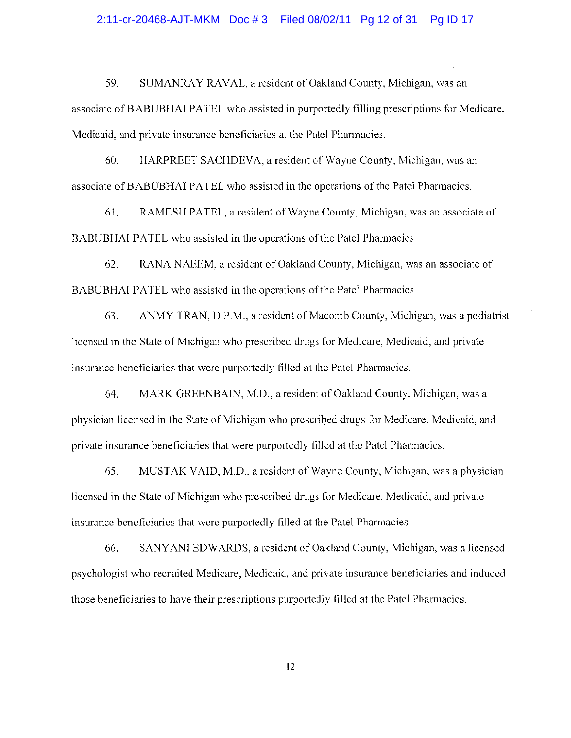59. SUMANRAY RAVAL, a resident of Oakland County, Michigan, was an associate of BABUBHAI PATEL who assisted in purportedly filling prescriptions for Medicare, Medicaid, and private insurance beneficiaries at the Patel Pharmacies.

60. HARPREET SACHDEVA, a resident of Wayne County, Michigan, was an associate of BABUBHAI PATEL who assisted in the operations of the Patel Pharmacies.

61. RAMESH PATEL, a resident of Wayne County, Michigan, was an associate of BABUBHAI PATEL who assisted in the operations of the Patel Pharmacies.

62. RANA NAEEM, a resident of Oakland County, Michigan, was an associate of BABUBHAI PATEL who assisted in the operations of the Patel Pharmacies.

63. ANMY TRAN, D.P.M., a resident of Macomb County, Michigan, was a podiatrist licensed in the State of Michigan who prescribed drugs for Medicare, Medicaid, and private insurance beneficiaries that were purportedly filled at the Patel Pharmacies.

64. MARK GREENBAIN, M.D., a resident of Oakland County, Michigan, was a physician licensed in the State of Michigan who prescribed drugs for Medicare, Medicaid, and private insurance beneficiaries that were purportedly filled at the Patel Pharmacies.

65. MUSTAK VAID, M.D., a resident of Wayne County, Michigan, was a physician licensed in the State of Michigan who prescribed drugs for Medicare, Medicaid, and private insurance beneficiaries that were purportedly filled at the Patel Pharmacies

66. SANYANI EDWARDS, a resident of Oakland County, Michigan, was a licensed psychologist who recruited Medicare, Medicaid, and private insurance beneficiaries and induced those beneficiaries to have their prescriptions purportedly filled at the Patel Pharmacies.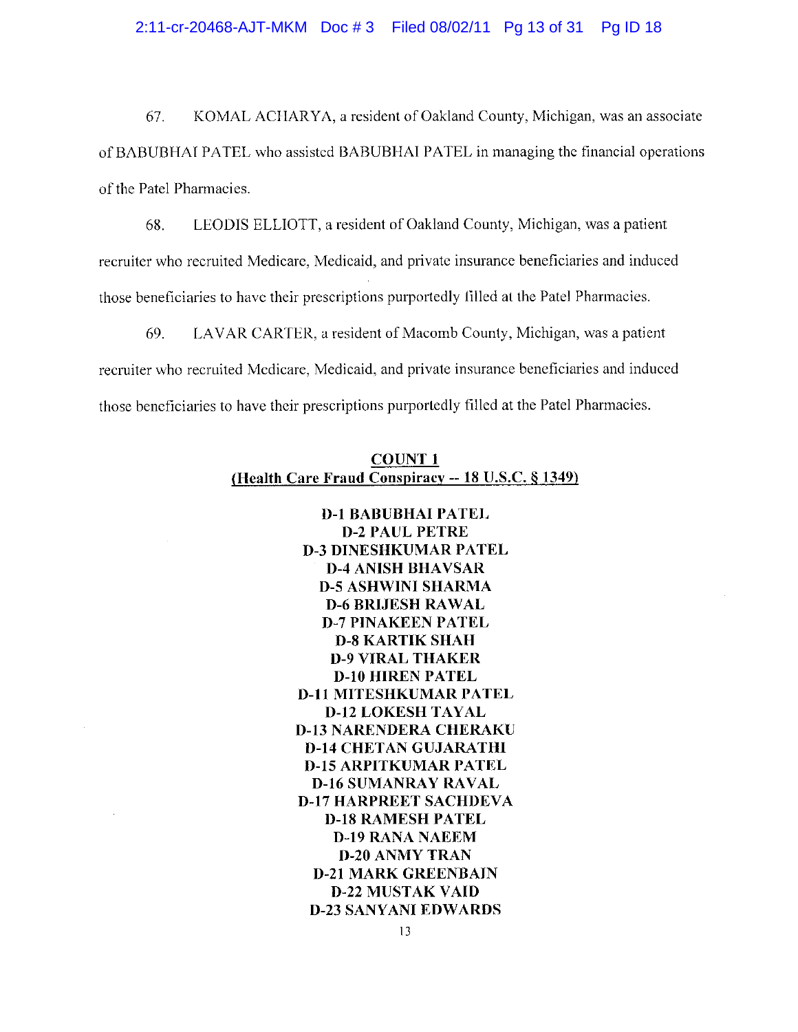67. KOMAL ACHARYA, a resident of Oakland County, Michigan, was an associate of BABUBHAI PATEL who assisted BABUBHAI PATEL in managing the financial operations of the Patel Pharmacies.

68. LEODIS ELLIOTT, a resident of Oakland County, Michigan, was a patient recruiter who recruited Medicare, Medicaid, and private insurance beneficiaries and induced those beneficiaries to have their prescriptions purportedly filled at the Patel Pharmacies.

69. LAVAR CARTER, a resident of Macomb County, Michigan, was a patient recruiter who recruited Medicare, Medicaid, and private insurance beneficiaries and induced those beneficiaries to have their prescriptions purportedly filled at the Patel Pharmacies.

## COUNT 1
## (Health Care Fraud Conspiracy -- 18 U.S.C. § 1349)

**D-1 BABUBHAI PATEL**
**D-2 PAUL PETRE**
**D-3 DINESHKUMAR PATEL**
**D-4 ANISH BHAVSAR**
**D-5 ASHWINI SHARMA**
**D-6 BRIJESH RAWAL**
**D-7 PINAKEEN PATEL**
**D-8 KARTIK SHAH**
**D-9 VIRAL THAKER**
**D-10 HIREN PATEL**
**D-11 MITESHKUMAR PATEL**
**D-12 LOKESH TAYAL**
**D-13 NARENDERA CHERAKU**
**D-14 CHETAN GUJARATHI**
**D-15 ARPITKUMAR PATEL**
**D-16 SUMANRAY RAVAL**
**D-17 HARPREET SACHDEVA**
**D-18 RAMESH PATEL**
**D-19 RANA NAEEM**
**D-20 ANMY TRAN**
**D-21 MARK GREENBAIN**
**D-22 MUSTAK VAID**
**D-23 SANYANI EDWARDS**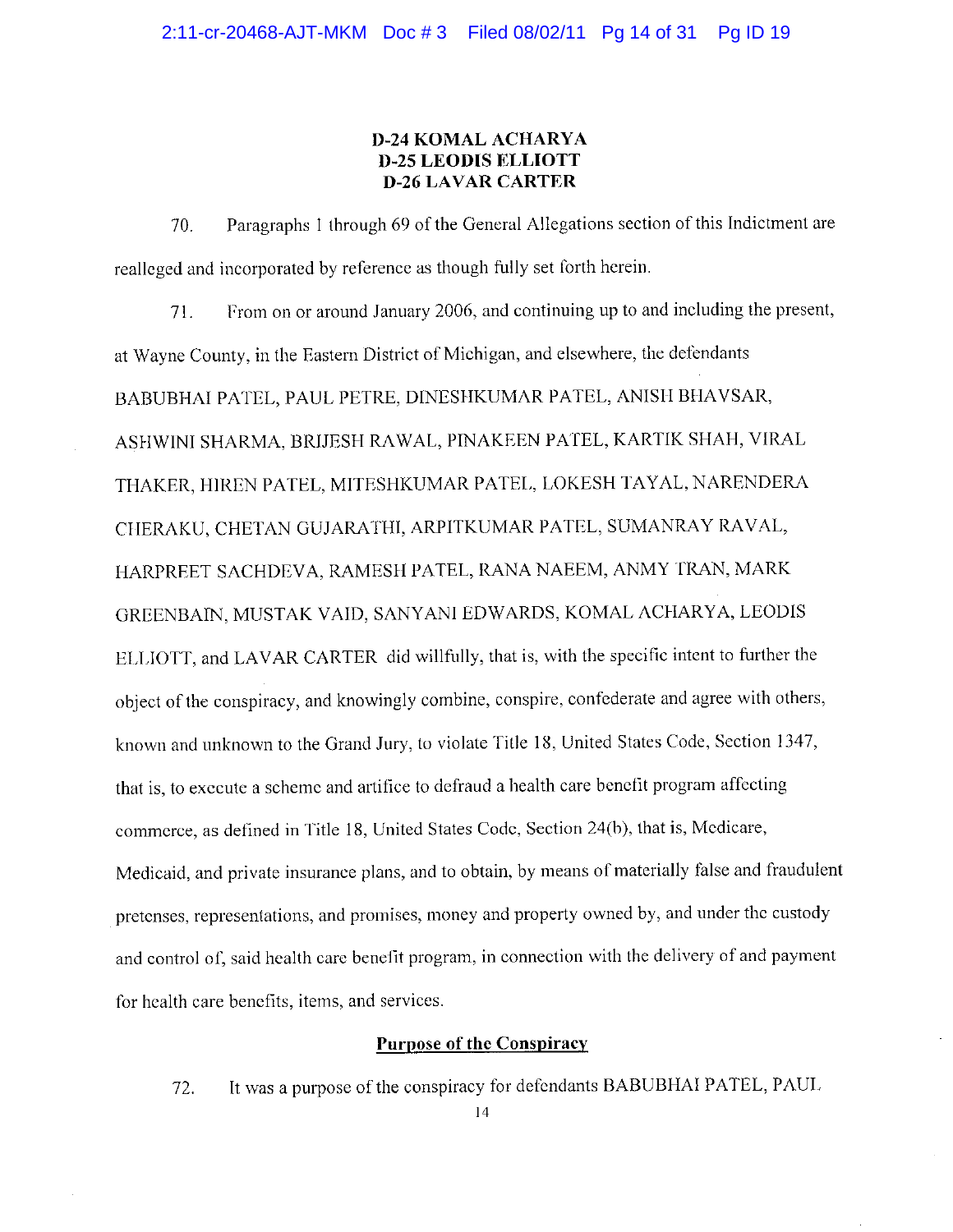**D-24 KOMAL ACHARYA**
**D-25 LEODIS ELLIOTT**
**D-26 LAVAR CARTER**

70. Paragraphs 1 through 69 of the General Allegations section of this Indictment are realleged and incorporated by reference as though fully set forth herein.

71. From on or around January 2006, and continuing up to and including the present, at Wayne County, in the Eastern District of Michigan, and elsewhere, the defendants BABUBHAI PATEL, PAUL PETRE, DINESHKUMAR PATEL, ANISH BHAVSAR, ASHWINI SHARMA, BRIJESH RAWAL, PINAKEEN PATEL, KARTIK SHAH, VIRAL THAKER, HIREN PATEL, MITESHKUMAR PATEL, LOKESH TAYAL, NARENDERA CHERAKU, CHETAN GUJARATHI, ARPITKUMAR PATEL, SUMANRAY RAVAL, HARPREET SACHDEVA, RAMESH PATEL, RANA NAEEM, ANMY TRAN, MARK GREENBAIN, MUSTAK VAID, SANYANI EDWARDS, KOMAL ACHARYA, LEODIS ELLIOTT, and LAVAR CARTER did willfully, that is, with the specific intent to further the object of the conspiracy, and knowingly combine, conspire, confederate and agree with others, known and unknown to the Grand Jury, to violate Title 18, United States Code, Section 1347, that is, to execute a scheme and artifice to defraud a health care benefit program affecting commerce, as defined in Title 18, United States Code, Section 24(b), that is, Medicare, Medicaid, and private insurance plans, and to obtain, by means of materially false and fraudulent pretenses, representations, and promises, money and property owned by, and under the custody and control of, said health care benefit program, in connection with the delivery of and payment for health care benefits, items, and services.

**Purpose of the Conspiracy**

72. It was a purpose of the conspiracy for defendants BABUBHAI PATEL, PAUL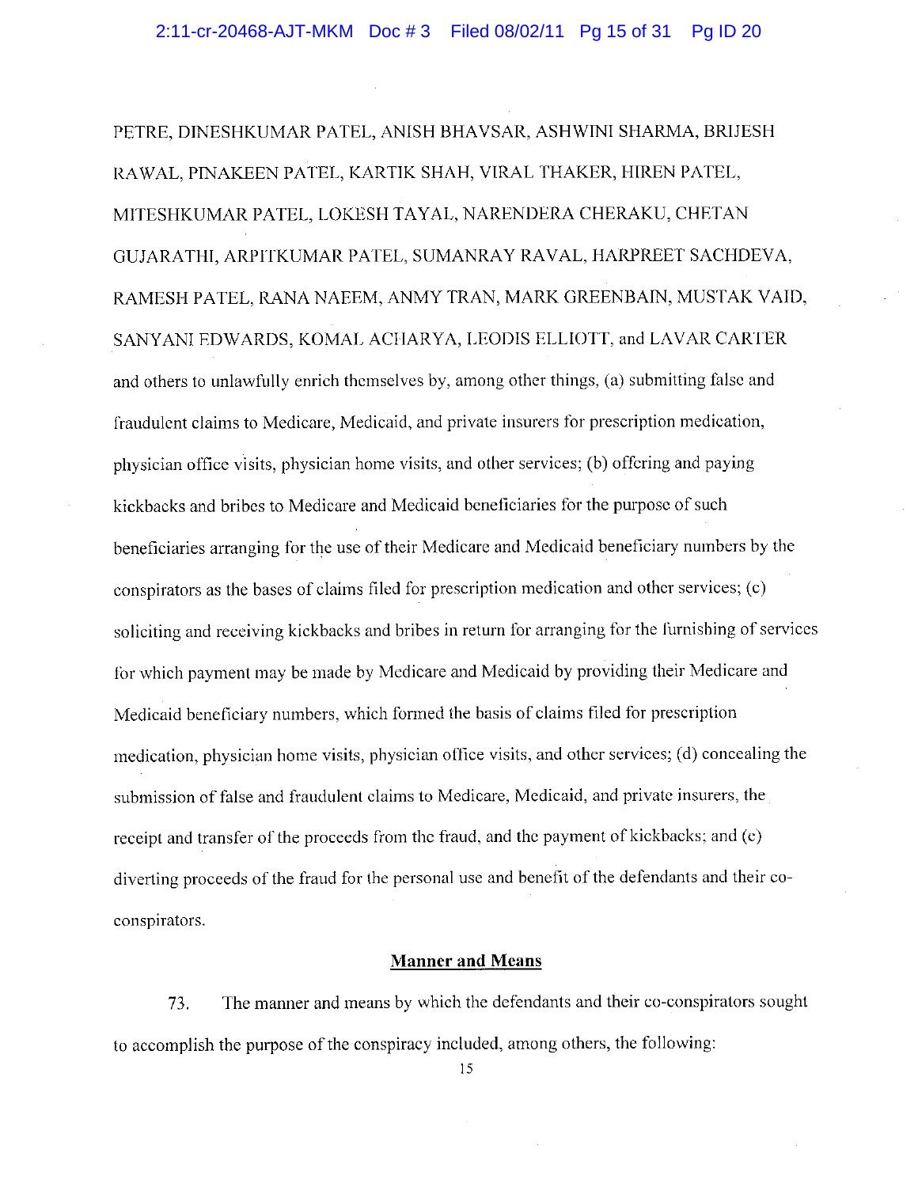PETRE, DINESHKUMAR PATEL, ANISH BHAVSAR, ASHWINI SHARMA, BRIJESH RAWAL, PINAKEEN PATEL, KARTIK SHAH, VIRAL THAKER, HIREN PATEL, MITESHKUMAR PATEL, LOKESH TAYAL, NARENDERA CHERAKU, CHETAN GUJARATHI, ARPITKUMAR PATEL, SUMANRAY RAVAL, HARPREET SACHDEVA, RAMESH PATEL, RANA NAEEM, ANMY TRAN, MARK GREENBAIN, MUSTAK VAID, SANYANI EDWARDS, KOMAL ACHARYA, LEODIS ELLIOTT, and LAVAR CARTER and others to unlawfully enrich themselves by, among other things, (a) submitting false and fraudulent claims to Medicare, Medicaid, and private insurers for prescription medication, physician office visits, physician home visits, and other services; (b) offering and paying kickbacks and bribes to Medicare and Medicaid beneficiaries for the purpose of such beneficiaries arranging for the use of their Medicare and Medicaid beneficiary numbers by the conspirators as the bases of claims filed for prescription medication and other services; (c) soliciting and receiving kickbacks and bribes in return for arranging for the furnishing of services for which payment may be made by Medicare and Medicaid by providing their Medicare and Medicaid beneficiary numbers, which formed the basis of claims filed for prescription medication, physician home visits, physician office visits, and other services; (d) concealing the submission of false and fraudulent claims to Medicare, Medicaid, and private insurers, the receipt and transfer of the proceeds from the fraud, and the payment of kickbacks; and (e) diverting proceeds of the fraud for the personal use and benefit of the defendants and their co-conspirators.

## Manner and Means

73. The manner and means by which the defendants and their co-conspirators sought to accomplish the purpose of the conspiracy included, among others, the following: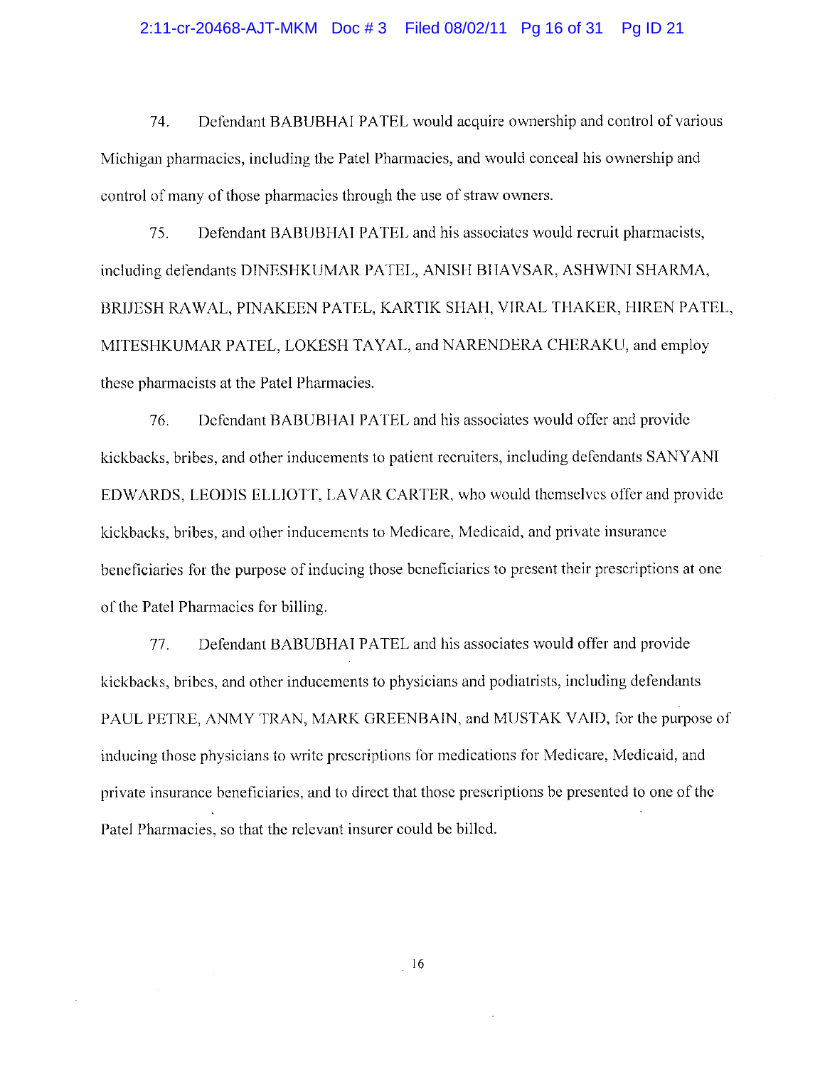74. Defendant BABUBHAI PATEL would acquire ownership and control of various Michigan pharmacies, including the Patel Pharmacies, and would conceal his ownership and control of many of those pharmacies through the use of straw owners.

75. Defendant BABUBHAI PATEL and his associates would recruit pharmacists, including defendants DINESHKUMAR PATEL, ANISH BHAVSAR, ASHWINI SHARMA, BRIJESH RAWAL, PINAKEEN PATEL, KARTIK SHAH, VIRAL THAKER, HIREN PATEL, MITESHKUMAR PATEL, LOKESH TAYAL, and NARENDERA CHERAKU, and employ these pharmacists at the Patel Pharmacies.

76. Defendant BABUBHAI PATEL and his associates would offer and provide kickbacks, bribes, and other inducements to patient recruiters, including defendants SANYANI EDWARDS, LEODIS ELLIOTT, LAVAR CARTER, who would themselves offer and provide kickbacks, bribes, and other inducements to Medicare, Medicaid, and private insurance beneficiaries for the purpose of inducing those beneficiaries to present their prescriptions at one of the Patel Pharmacies for billing.

77. Defendant BABUBHAI PATEL and his associates would offer and provide kickbacks, bribes, and other inducements to physicians and podiatrists, including defendants PAUL PETRE, ANMY TRAN, MARK GREENBAIN, and MUSTAK VAID, for the purpose of inducing those physicians to write prescriptions for medications for Medicare, Medicaid, and private insurance beneficiaries, and to direct that those prescriptions be presented to one of the Patel Pharmacies, so that the relevant insurer could be billed.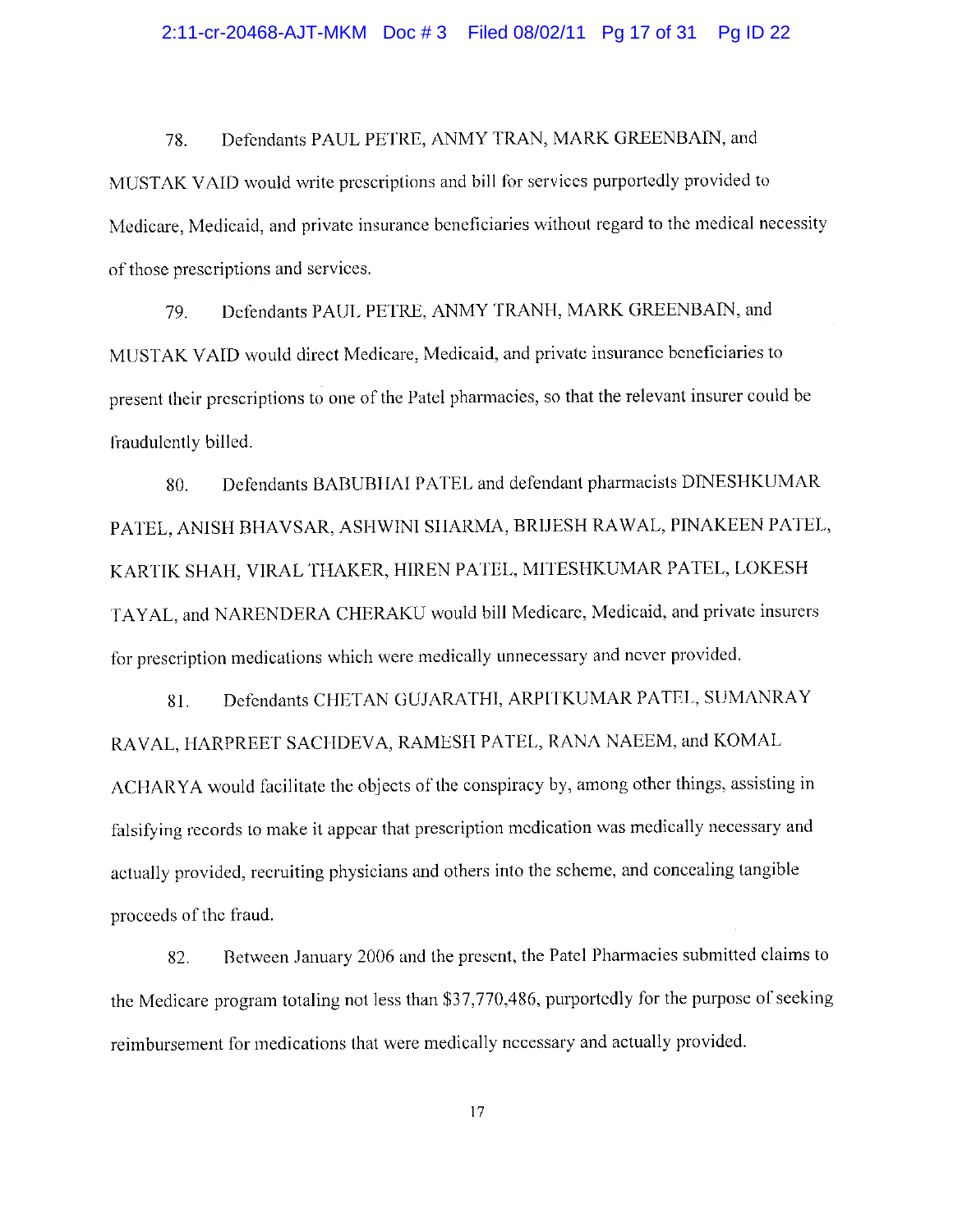78. Defendants PAUL PETRE, ANMY TRAN, MARK GREENBAIN, and MUSTAK VAID would write prescriptions and bill for services purportedly provided to Medicare, Medicaid, and private insurance beneficiaries without regard to the medical necessity of those prescriptions and services.

79. Defendants PAUL PETRE, ANMY TRANH, MARK GREENBAIN, and MUSTAK VAID would direct Medicare, Medicaid, and private insurance beneficiaries to present their prescriptions to one of the Patel pharmacies, so that the relevant insurer could be fraudulently billed.

80. Defendants BABUBHAI PATEL and defendant pharmacists DINESHKUMAR PATEL, ANISH BHAVSAR, ASHWINI SHARMA, BRIJESH RAWAL, PINAKEEN PATEL, KARTIK SHAH, VIRAL THAKER, HIREN PATEL, MITESHKUMAR PATEL, LOKESH TAYAL, and NARENDERA CHERAKU would bill Medicare, Medicaid, and private insurers for prescription medications which were medically unnecessary and never provided.

81. Defendants CHETAN GUJARATHI, ARPITKUMAR PATEL, SUMANRAY RAVAL, HARPREET SACHDEVA, RAMESH PATEL, RANA NAEEM, and KOMAL ACHARYA would facilitate the objects of the conspiracy by, among other things, assisting in falsifying records to make it appear that prescription medication was medically necessary and actually provided, recruiting physicians and others into the scheme, and concealing tangible proceeds of the fraud.

82. Between January 2006 and the present, the Patel Pharmacies submitted claims to the Medicare program totaling not less than $37,770,486, purportedly for the purpose of seeking reimbursement for medications that were medically necessary and actually provided.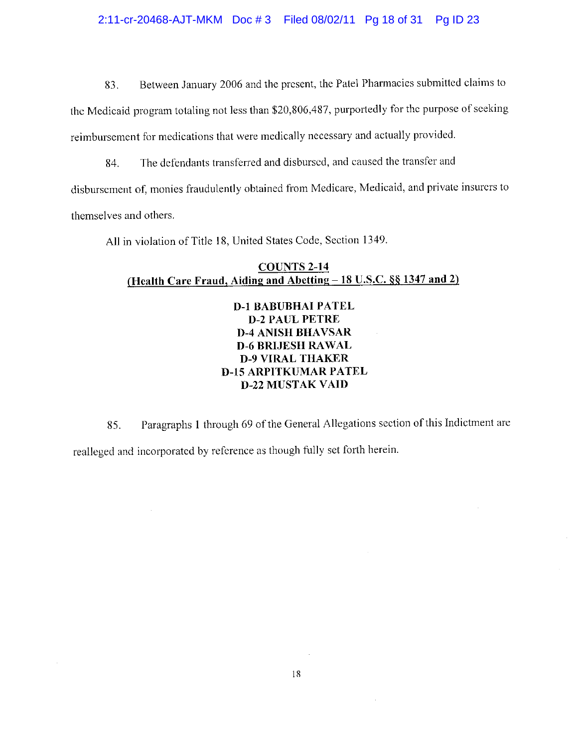83. Between January 2006 and the present, the Patel Pharmacies submitted claims to the Medicaid program totaling not less than $20,806,487, purportedly for the purpose of seeking reimbursement for medications that were medically necessary and actually provided.

84. The defendants transferred and disbursed, and caused the transfer and disbursement of, monies fraudulently obtained from Medicare, Medicaid, and private insurers to themselves and others.

All in violation of Title 18, United States Code, Section 1349.

**COUNTS 2-14**
**(Health Care Fraud, Aiding and Abetting – 18 U.S.C. §§ 1347 and 2)**

**D-1 BABUBHAI PATEL**
**D-2 PAUL PETRE**
**D-4 ANISH BHAVSAR**
**D-6 BRIJESH RAWAL**
**D-9 VIRAL THAKER**
**D-15 ARPITKUMAR PATEL**
**D-22 MUSTAK VAID**

85. Paragraphs 1 through 69 of the General Allegations section of this Indictment are realleged and incorporated by reference as though fully set forth herein.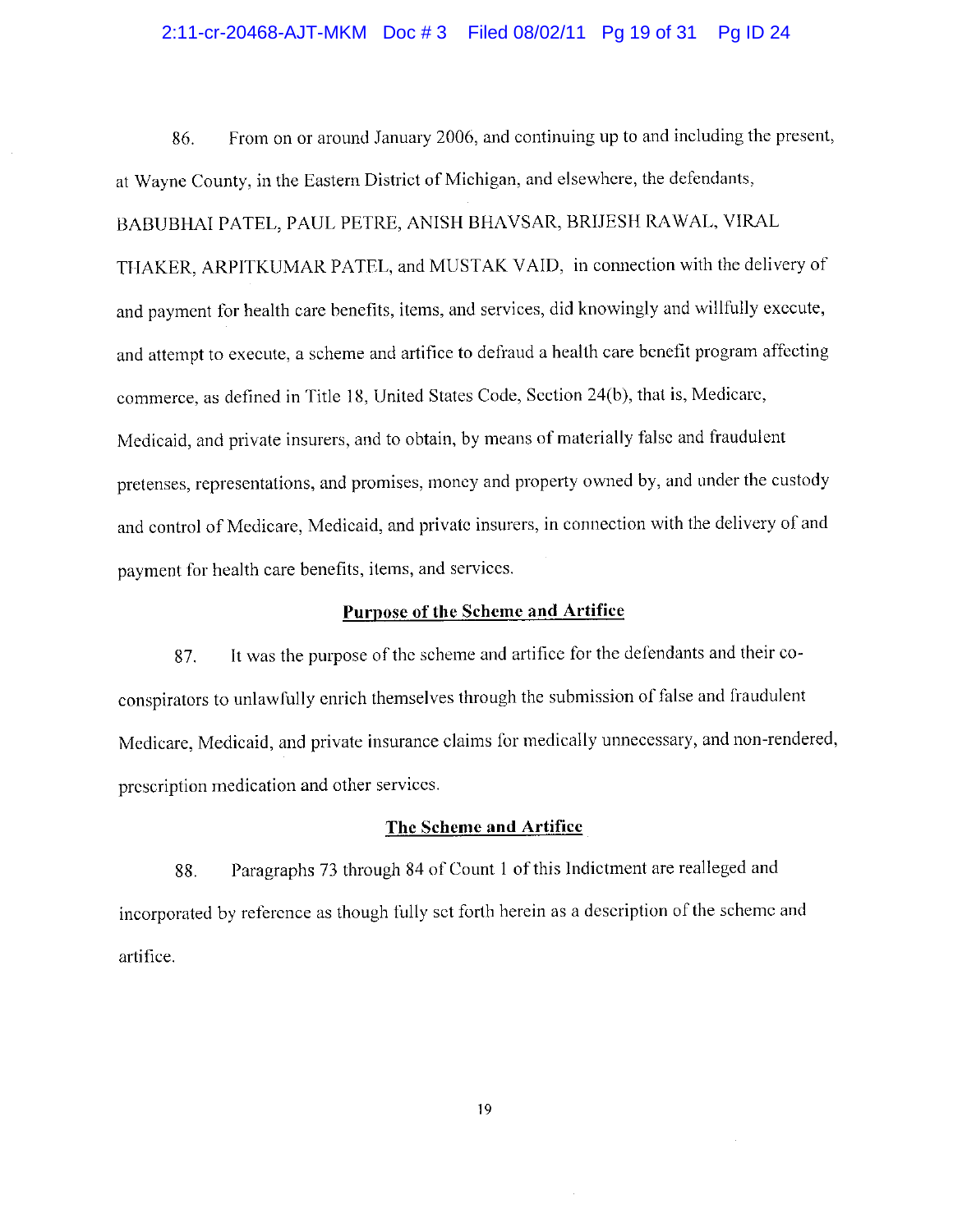86. From on or around January 2006, and continuing up to and including the present, at Wayne County, in the Eastern District of Michigan, and elsewhere, the defendants, BABUBHAI PATEL, PAUL PETRE, ANISH BHAVSAR, BRIJESH RAWAL, VIRAL THAKER, ARPITKUMAR PATEL, and MUSTAK VAID, in connection with the delivery of and payment for health care benefits, items, and services, did knowingly and willfully execute, and attempt to execute, a scheme and artifice to defraud a health care benefit program affecting commerce, as defined in Title 18, United States Code, Section 24(b), that is, Medicare, Medicaid, and private insurers, and to obtain, by means of materially false and fraudulent pretenses, representations, and promises, money and property owned by, and under the custody and control of Medicare, Medicaid, and private insurers, in connection with the delivery of and payment for health care benefits, items, and services.

## Purpose of the Scheme and Artifice

87. It was the purpose of the scheme and artifice for the defendants and their co-conspirators to unlawfully enrich themselves through the submission of false and fraudulent Medicare, Medicaid, and private insurance claims for medically unnecessary, and non-rendered, prescription medication and other services.

## The Scheme and Artifice

88. Paragraphs 73 through 84 of Count 1 of this Indictment are realleged and incorporated by reference as though fully set forth herein as a description of the scheme and artifice.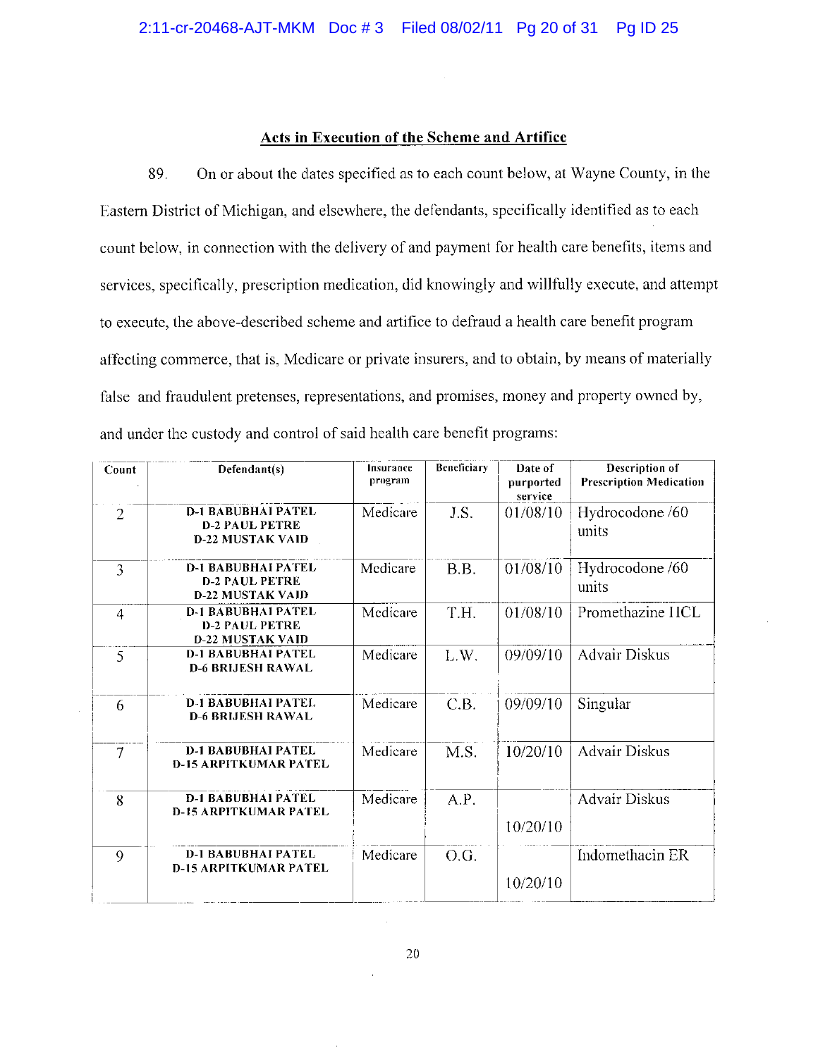## Acts in Execution of the Scheme and Artifice

89. On or about the dates specified as to each count below, at Wayne County, in the Eastern District of Michigan, and elsewhere, the defendants, specifically identified as to each count below, in connection with the delivery of and payment for health care benefits, items and services, specifically, prescription medication, did knowingly and willfully execute, and attempt to execute, the above-described scheme and artifice to defraud a health care benefit program affecting commerce, that is, Medicare or private insurers, and to obtain, by means of materially false and fraudulent pretenses, representations, and promises, money and property owned by, and under the custody and control of said health care benefit programs:

| Count | Defendant(s) | Insurance program | Beneficiary | Date of purported service | Description of Prescription Medication |
|---|---|---|---|---|---|
| 2 | **D-1 BABUBHAI PATEL**<br>**D-2 PAUL PETRE**<br>**D-22 MUSTAK VAID** | Medicare | J.S. | 01/08/10 | Hydrocodone /60 units |
| 3 | **D-1 BABUBHAI PATEL**<br>**D-2 PAUL PETRE**<br>**D-22 MUSTAK VAID** | Medicare | B.B. | 01/08/10 | Hydrocodone /60 units |
| 4 | **D-1 BABUBHAI PATEL**<br>**D-2 PAUL PETRE**<br>**D-22 MUSTAK VAID** | Medicare | T.H. | 01/08/10 | Promethazine HCL |
| 5 | **D-1 BABUBHAI PATEL**<br>**D-6 BRIJESH RAWAL** | Medicare | L.W. | 09/09/10 | Advair Diskus |
| 6 | **D-1 BABUBHAI PATEL**<br>**D-6 BRIJESH RAWAL** | Medicare | C.B. | 09/09/10 | Singular |
| 7 | **D-1 BABUBHAI PATEL**<br>**D-15 ARPITKUMAR PATEL** | Medicare | M.S. | 10/20/10 | Advair Diskus |
| 8 | **D-1 BABUBHAI PATEL**<br>**D-15 ARPITKUMAR PATEL** | Medicare | A.P. | 10/20/10 | Advair Diskus |
| 9 | **D-1 BABUBHAI PATEL**<br>**D-15 ARPITKUMAR PATEL** | Medicare | O.G. | 10/20/10 | Indomethacin ER |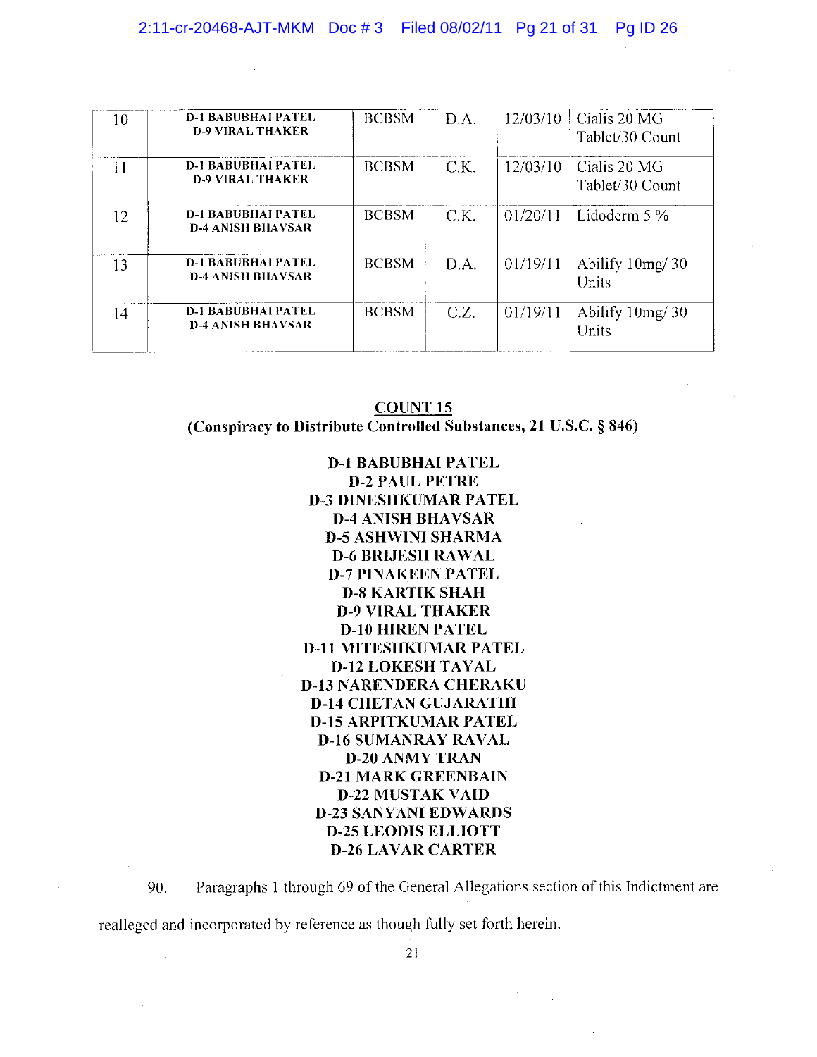| | | | | | |
|---|---|---|---|---|---|
| 10 | **D-1 BABUBHAI PATEL**<br>**D-9 VIRAL THAKER** | BCBSM | D.A. | 12/03/10 | Cialis 20 MG Tablet/30 Count |
| 11 | **D-1 BABUBHAI PATEL**<br>**D-9 VIRAL THAKER** | BCBSM | C.K. | 12/03/10 | Cialis 20 MG Tablet/30 Count |
| 12 | **D-1 BABUBHAI PATEL**<br>**D-4 ANISH BHAVSAR** | BCBSM | C.K. | 01/20/11 | Lidoderm 5 % |
| 13 | **D-1 BABUBHAI PATEL**<br>**D-4 ANISH BHAVSAR** | BCBSM | D.A. | 01/19/11 | Abilify 10mg/ 30 Units |
| 14 | **D-1 BABUBHAI PATEL**<br>**D-4 ANISH BHAVSAR** | BCBSM | C.Z. | 01/19/11 | Abilify 10mg/ 30 Units |

**COUNT 15**
**(Conspiracy to Distribute Controlled Substances, 21 U.S.C. § 846)**

**D-1 BABUBHAI PATEL**
**D-2 PAUL PETRE**
**D-3 DINESHKUMAR PATEL**
**D-4 ANISH BHAVSAR**
**D-5 ASHWINI SHARMA**
**D-6 BRIJESH RAWAL**
**D-7 PINAKEEN PATEL**
**D-8 KARTIK SHAH**
**D-9 VIRAL THAKER**
**D-10 HIREN PATEL**
**D-11 MITESHKUMAR PATEL**
**D-12 LOKESH TAYAL**
**D-13 NARENDERA CHERAKU**
**D-14 CHETAN GUJARATHI**
**D-15 ARPITKUMAR PATEL**
**D-16 SUMANRAY RAVAL**
**D-20 ANMY TRAN**
**D-21 MARK GREENBAIN**
**D-22 MUSTAK VAID**
**D-23 SANYANI EDWARDS**
**D-25 LEODIS ELLIOTT**
**D-26 LAVAR CARTER**

90. Paragraphs 1 through 69 of the General Allegations section of this Indictment are realleged and incorporated by reference as though fully set forth herein.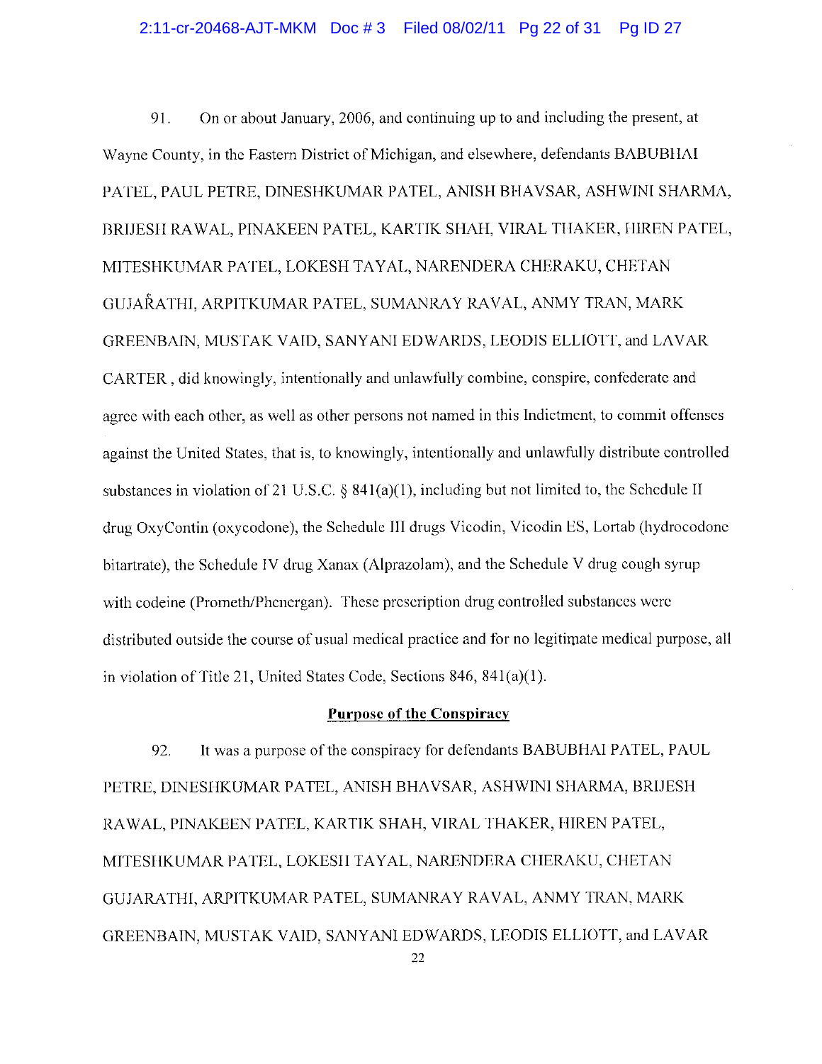91. On or about January, 2006, and continuing up to and including the present, at Wayne County, in the Eastern District of Michigan, and elsewhere, defendants BABUBHAI PATEL, PAUL PETRE, DINESHKUMAR PATEL, ANISH BHAVSAR, ASHWINI SHARMA, BRIJESH RAWAL, PINAKEEN PATEL, KARTIK SHAH, VIRAL THAKER, HIREN PATEL, MITESHKUMAR PATEL, LOKESH TAYAL, NARENDERA CHERAKU, CHETAN GUJARATHI, ARPITKUMAR PATEL, SUMANRAY RAVAL, ANMY TRAN, MARK GREENBAIN, MUSTAK VAID, SANYANI EDWARDS, LEODIS ELLIOTT, and LAVAR CARTER , did knowingly, intentionally and unlawfully combine, conspire, confederate and agree with each other, as well as other persons not named in this Indictment, to commit offenses against the United States, that is, to knowingly, intentionally and unlawfully distribute controlled substances in violation of 21 U.S.C. § 841(a)(1), including but not limited to, the Schedule II drug OxyContin (oxycodone), the Schedule III drugs Vicodin, Vicodin ES, Lortab (hydrocodone bitartrate), the Schedule IV drug Xanax (Alprazolam), and the Schedule V drug cough syrup with codeine (Prometh/Phenergan). These prescription drug controlled substances were distributed outside the course of usual medical practice and for no legitimate medical purpose, all in violation of Title 21, United States Code, Sections 846, 841(a)(1).

**Purpose of the Conspiracy**

92. It was a purpose of the conspiracy for defendants BABUBHAI PATEL, PAUL PETRE, DINESHKUMAR PATEL, ANISH BHAVSAR, ASHWINI SHARMA, BRIJESH RAWAL, PINAKEEN PATEL, KARTIK SHAH, VIRAL THAKER, HIREN PATEL, MITESHKUMAR PATEL, LOKESH TAYAL, NARENDERA CHERAKU, CHETAN GUJARATHI, ARPITKUMAR PATEL, SUMANRAY RAVAL, ANMY TRAN, MARK GREENBAIN, MUSTAK VAID, SANYANI EDWARDS, LEODIS ELLIOTT, and LAVAR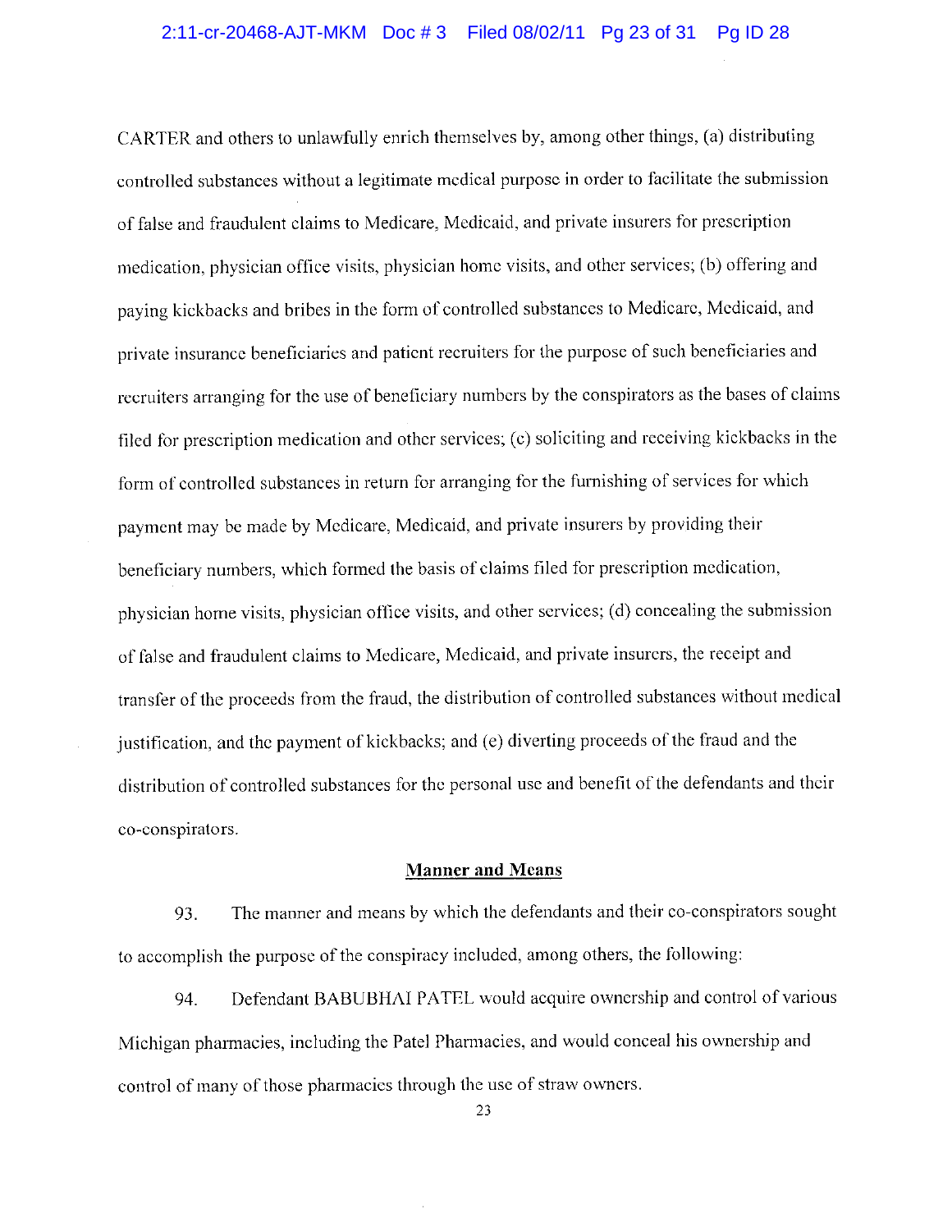CARTER and others to unlawfully enrich themselves by, among other things, (a) distributing controlled substances without a legitimate medical purpose in order to facilitate the submission of false and fraudulent claims to Medicare, Medicaid, and private insurers for prescription medication, physician office visits, physician home visits, and other services; (b) offering and paying kickbacks and bribes in the form of controlled substances to Medicare, Medicaid, and private insurance beneficiaries and patient recruiters for the purpose of such beneficiaries and recruiters arranging for the use of beneficiary numbers by the conspirators as the bases of claims filed for prescription medication and other services; (c) soliciting and receiving kickbacks in the form of controlled substances in return for arranging for the furnishing of services for which payment may be made by Medicare, Medicaid, and private insurers by providing their beneficiary numbers, which formed the basis of claims filed for prescription medication, physician home visits, physician office visits, and other services; (d) concealing the submission of false and fraudulent claims to Medicare, Medicaid, and private insurers, the receipt and transfer of the proceeds from the fraud, the distribution of controlled substances without medical justification, and the payment of kickbacks; and (e) diverting proceeds of the fraud and the distribution of controlled substances for the personal use and benefit of the defendants and their co-conspirators.

**Manner and Means**

93. The manner and means by which the defendants and their co-conspirators sought to accomplish the purpose of the conspiracy included, among others, the following:

94. Defendant BABUBHAI PATEL would acquire ownership and control of various Michigan pharmacies, including the Patel Pharmacies, and would conceal his ownership and control of many of those pharmacies through the use of straw owners.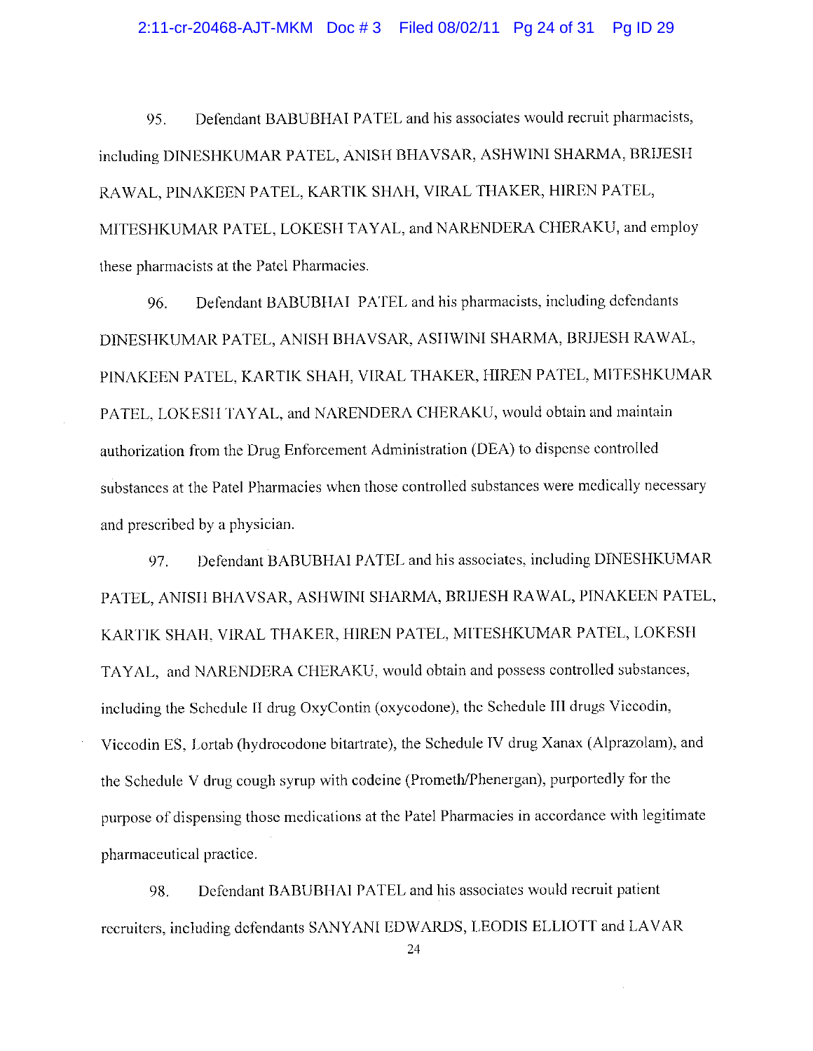95. Defendant BABUBHAI PATEL and his associates would recruit pharmacists, including DINESHKUMAR PATEL, ANISH BHAVSAR, ASHWINI SHARMA, BRIJESH RAWAL, PINAKEEN PATEL, KARTIK SHAH, VIRAL THAKER, HIREN PATEL, MITESHKUMAR PATEL, LOKESH TAYAL, and NARENDERA CHERAKU, and employ these pharmacists at the Patel Pharmacies.

96. Defendant BABUBHAI PATEL and his pharmacists, including defendants DINESHKUMAR PATEL, ANISH BHAVSAR, ASHWINI SHARMA, BRIJESH RAWAL, PINAKEEN PATEL, KARTIK SHAH, VIRAL THAKER, HIREN PATEL, MITESHKUMAR PATEL, LOKESH TAYAL, and NARENDERA CHERAKU, would obtain and maintain authorization from the Drug Enforcement Administration (DEA) to dispense controlled substances at the Patel Pharmacies when those controlled substances were medically necessary and prescribed by a physician.

97. Defendant BABUBHAI PATEL and his associates, including DINESHKUMAR PATEL, ANISH BHAVSAR, ASHWINI SHARMA, BRIJESH RAWAL, PINAKEEN PATEL, KARTIK SHAH, VIRAL THAKER, HIREN PATEL, MITESHKUMAR PATEL, LOKESH TAYAL, and NARENDERA CHERAKU, would obtain and possess controlled substances, including the Schedule II drug OxyContin (oxycodone), the Schedule III drugs Viccodin, Viccodin ES, Lortab (hydrocodone bitartrate), the Schedule IV drug Xanax (Alprazolam), and the Schedule V drug cough syrup with codeine (Prometh/Phenergan), purportedly for the purpose of dispensing those medications at the Patel Pharmacies in accordance with legitimate pharmaceutical practice.

98. Defendant BABUBHAI PATEL and his associates would recruit patient recruiters, including defendants SANYANI EDWARDS, LEODIS ELLIOTT and LAVAR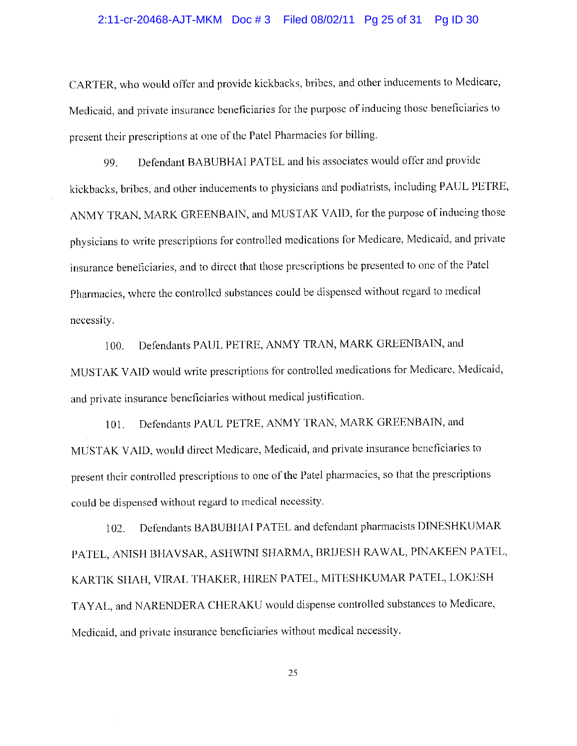CARTER, who would offer and provide kickbacks, bribes, and other inducements to Medicare, Medicaid, and private insurance beneficiaries for the purpose of inducing those beneficiaries to present their prescriptions at one of the Patel Pharmacies for billing.

99. Defendant BABUBHAI PATEL and his associates would offer and provide kickbacks, bribes, and other inducements to physicians and podiatrists, including PAUL PETRE, ANMY TRAN, MARK GREENBAIN, and MUSTAK VAID, for the purpose of inducing those physicians to write prescriptions for controlled medications for Medicare, Medicaid, and private insurance beneficiaries, and to direct that those prescriptions be presented to one of the Patel Pharmacies, where the controlled substances could be dispensed without regard to medical necessity.

100. Defendants PAUL PETRE, ANMY TRAN, MARK GREENBAIN, and MUSTAK VAID would write prescriptions for controlled medications for Medicare, Medicaid, and private insurance beneficiaries without medical justification.

101. Defendants PAUL PETRE, ANMY TRAN, MARK GREENBAIN, and MUSTAK VAID, would direct Medicare, Medicaid, and private insurance beneficiaries to present their controlled prescriptions to one of the Patel pharmacies, so that the prescriptions could be dispensed without regard to medical necessity.

102. Defendants BABUBHAI PATEL and defendant pharmacists DINESHKUMAR PATEL, ANISH BHAVSAR, ASHWINI SHARMA, BRIJESH RAWAL, PINAKEEN PATEL, KARTIK SHAH, VIRAL THAKER, HIREN PATEL, MITESHKUMAR PATEL, LOKESH TAYAL, and NARENDERA CHERAKU would dispense controlled substances to Medicare, Medicaid, and private insurance beneficiaries without medical necessity.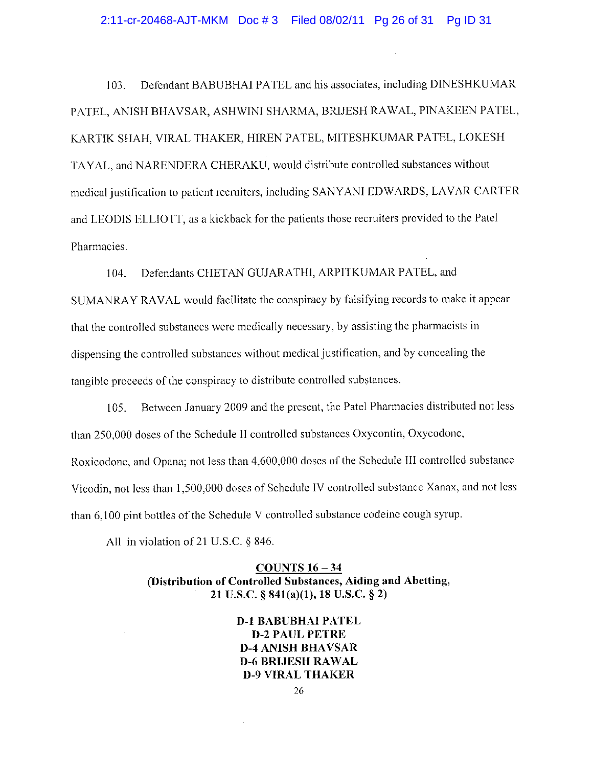103. Defendant BABUBHAI PATEL and his associates, including DINESHKUMAR PATEL, ANISH BHAVSAR, ASHWINI SHARMA, BRIJESH RAWAL, PINAKEEN PATEL, KARTIK SHAH, VIRAL THAKER, HIREN PATEL, MITESHKUMAR PATEL, LOKESH TAYAL, and NARENDERA CHERAKU, would distribute controlled substances without medical justification to patient recruiters, including SANYANI EDWARDS, LAVAR CARTER and LEODIS ELLIOTT, as a kickback for the patients those recruiters provided to the Patel Pharmacies.

104. Defendants CHETAN GUJARATHI, ARPITKUMAR PATEL, and SUMANRAY RAVAL would facilitate the conspiracy by falsifying records to make it appear that the controlled substances were medically necessary, by assisting the pharmacists in dispensing the controlled substances without medical justification, and by concealing the tangible proceeds of the conspiracy to distribute controlled substances.

105. Between January 2009 and the present, the Patel Pharmacies distributed not less than 250,000 doses of the Schedule II controlled substances Oxycontin, Oxycodone, Roxicodone, and Opana; not less than 4,600,000 doses of the Schedule III controlled substance Vicodin, not less than 1,500,000 doses of Schedule IV controlled substance Xanax, and not less than 6,100 pint bottles of the Schedule V controlled substance codeine cough syrup.

All in violation of 21 U.S.C. § 846.

**COUNTS 16 – 34**
**(Distribution of Controlled Substances, Aiding and Abetting, 21 U.S.C. § 841(a)(1), 18 U.S.C. § 2)**

**D-1 BABUBHAI PATEL**
**D-2 PAUL PETRE**
**D-4 ANISH BHAVSAR**
**D-6 BRIJESH RAWAL**
**D-9 VIRAL THAKER**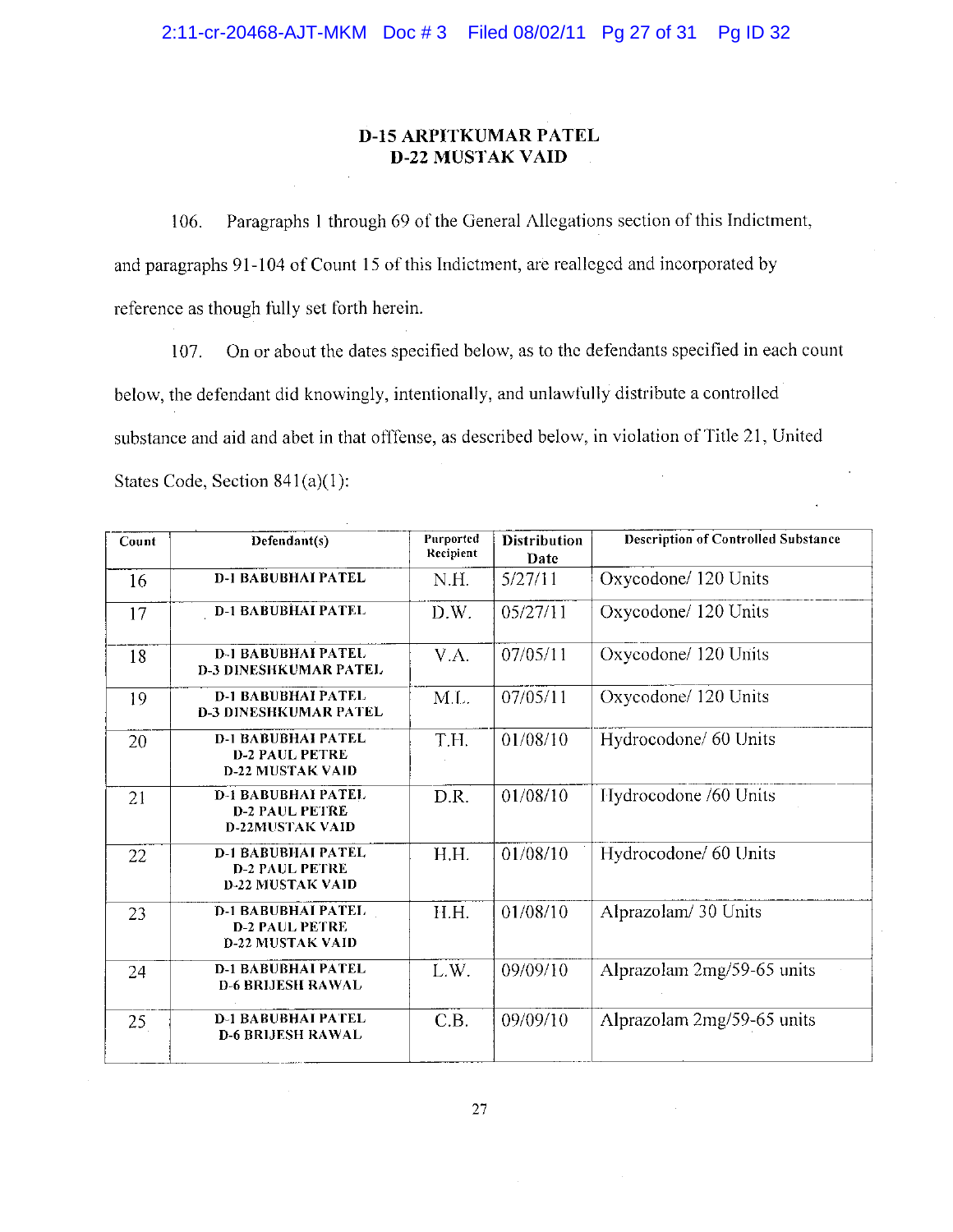## D-15 ARPITKUMAR PATEL
## D-22 MUSTAK VAID

106. Paragraphs 1 through 69 of the General Allegations section of this Indictment, and paragraphs 91-104 of Count 15 of this Indictment, are realleged and incorporated by reference as though fully set forth herein.

107. On or about the dates specified below, as to the defendants specified in each count below, the defendant did knowingly, intentionally, and unlawfully distribute a controlled substance and aid and abet in that offense, as described below, in violation of Title 21, United States Code, Section 841(a)(1):

| Count | Defendant(s) | Purported Recipient | Distribution Date | Description of Controlled Substance |
|---|---|---|---|---|
| 16 | D-1 BABUBHAI PATEL | N.H. | 5/27/11 | Oxycodone/ 120 Units |
| 17 | D-1 BABUBHAI PATEL | D.W. | 05/27/11 | Oxycodone/ 120 Units |
| 18 | D-1 BABUBHAI PATEL<br>D-3 DINESHKUMAR PATEL | V.A. | 07/05/11 | Oxycodone/ 120 Units |
| 19 | D-1 BABUBHAI PATEL<br>D-3 DINESHKUMAR PATEL | M.L. | 07/05/11 | Oxycodone/ 120 Units |
| 20 | D-1 BABUBHAI PATEL<br>D-2 PAUL PETRE<br>D-22 MUSTAK VAID | T.H. | 01/08/10 | Hydrocodone/ 60 Units |
| 21 | D-1 BABUBHAI PATEL<br>D-2 PAUL PETRE<br>D-22MUSTAK VAID | D.R. | 01/08/10 | Hydrocodone /60 Units |
| 22 | D-1 BABUBHAI PATEL<br>D-2 PAUL PETRE<br>D-22 MUSTAK VAID | H.H. | 01/08/10 | Hydrocodone/ 60 Units |
| 23 | D-1 BABUBHAI PATEL<br>D-2 PAUL PETRE<br>D-22 MUSTAK VAID | H.H. | 01/08/10 | Alprazolam/ 30 Units |
| 24 | D-1 BABUBHAI PATEL<br>D-6 BRIJESH RAWAL | L.W. | 09/09/10 | Alprazolam 2mg/59-65 units |
| 25 | D-1 BABUBHAI PATEL<br>D-6 BRIJESH RAWAL | C.B. | 09/09/10 | Alprazolam 2mg/59-65 units |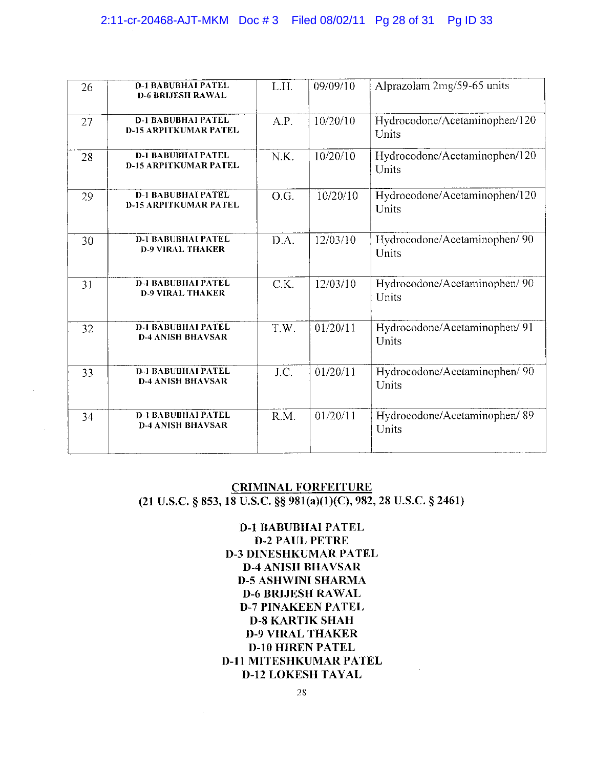| 26 | D-1 BABUBHAI PATEL<br>D-6 BRIJESH RAWAL | L.H. | 09/09/10 | Alprazolam 2mg/59-65 units |
|---|---|---|---|---|
| 27 | D-1 BABUBHAI PATEL<br>D-15 ARPITKUMAR PATEL | A.P. | 10/20/10 | Hydrocodone/Acetaminophen/120 Units |
| 28 | D-1 BABUBHAI PATEL<br>D-15 ARPITKUMAR PATEL | N.K. | 10/20/10 | Hydrocodone/Acetaminophen/120 Units |
| 29 | D-1 BABUBHAI PATEL<br>D-15 ARPITKUMAR PATEL | O.G. | 10/20/10 | Hydrocodone/Acetaminophen/120 Units |
| 30 | D-1 BABUBHAI PATEL<br>D-9 VIRAL THAKER | D.A. | 12/03/10 | Hydrocodone/Acetaminophen/ 90 Units |
| 31 | D-1 BABUBHAI PATEL<br>D-9 VIRAL THAKER | C.K. | 12/03/10 | Hydrocodone/Acetaminophen/ 90 Units |
| 32 | D-1 BABUBHAI PATEL<br>D-4 ANISH BHAVSAR | T.W. | 01/20/11 | Hydrocodone/Acetaminophen/ 91 Units |
| 33 | D-1 BABUBHAI PATEL<br>D-4 ANISH BHAVSAR | J.C. | 01/20/11 | Hydrocodone/Acetaminophen/ 90 Units |
| 34 | D-1 BABUBHAI PATEL<br>D-4 ANISH BHAVSAR | R.M. | 01/20/11 | Hydrocodone/Acetaminophen/ 89 Units |

**CRIMINAL FORFEITURE**
**(21 U.S.C. § 853, 18 U.S.C. §§ 981(a)(1)(C), 982, 28 U.S.C. § 2461)**

**D-1 BABUBHAI PATEL**
**D-2 PAUL PETRE**
**D-3 DINESHKUMAR PATEL**
**D-4 ANISH BHAVSAR**
**D-5 ASHWINI SHARMA**
**D-6 BRIJESH RAWAL**
**D-7 PINAKEEN PATEL**
**D-8 KARTIK SHAH**
**D-9 VIRAL THAKER**
**D-10 HIREN PATEL**
**D-11 MITESHKUMAR PATEL**
**D-12 LOKESH TAYAL**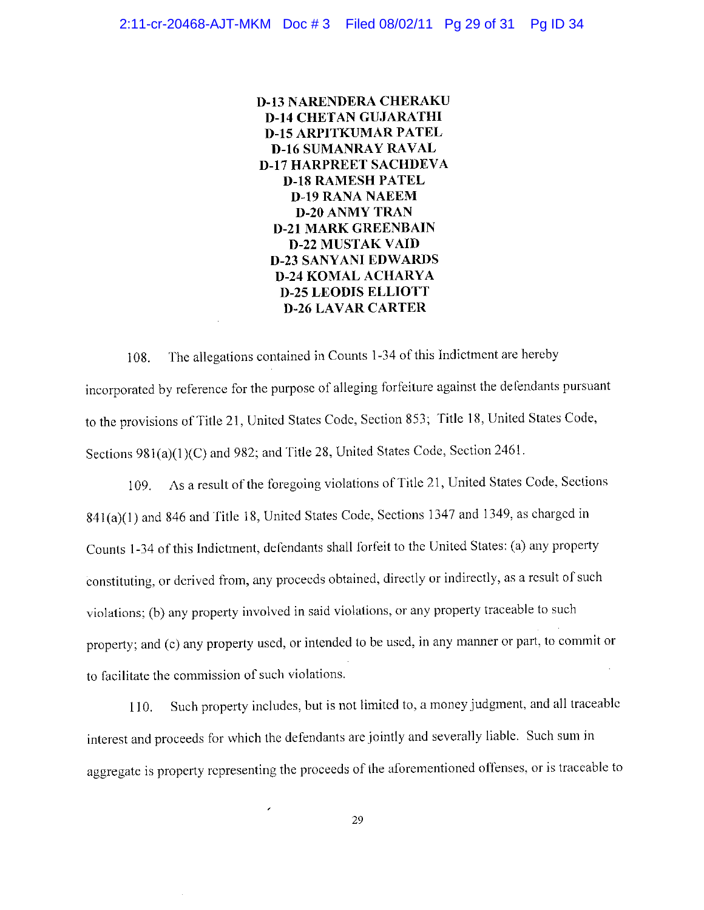**D-13 NARENDERA CHERAKU**
**D-14 CHETAN GUJARATHI**
**D-15 ARPITKUMAR PATEL**
**D-16 SUMANRAY RAVAL**
**D-17 HARPREET SACHDEVA**
**D-18 RAMESH PATEL**
**D-19 RANA NAEEM**
**D-20 ANMY TRAN**
**D-21 MARK GREENBAIN**
**D-22 MUSTAK VAID**
**D-23 SANYANI EDWARDS**
**D-24 KOMAL ACHARYA**
**D-25 LEODIS ELLIOTT**
**D-26 LAVAR CARTER**

108. The allegations contained in Counts 1-34 of this Indictment are hereby incorporated by reference for the purpose of alleging forfeiture against the defendants pursuant to the provisions of Title 21, United States Code, Section 853; Title 18, United States Code, Sections 981(a)(1)(C) and 982; and Title 28, United States Code, Section 2461.

109. As a result of the foregoing violations of Title 21, United States Code, Sections 841(a)(1) and 846 and Title 18, United States Code, Sections 1347 and 1349, as charged in Counts 1-34 of this Indictment, defendants shall forfeit to the United States: (a) any property constituting, or derived from, any proceeds obtained, directly or indirectly, as a result of such violations; (b) any property involved in said violations, or any property traceable to such property; and (c) any property used, or intended to be used, in any manner or part, to commit or to facilitate the commission of such violations.

110. Such property includes, but is not limited to, a money judgment, and all traceable interest and proceeds for which the defendants are jointly and severally liable. Such sum in aggregate is property representing the proceeds of the aforementioned offenses, or is traceable to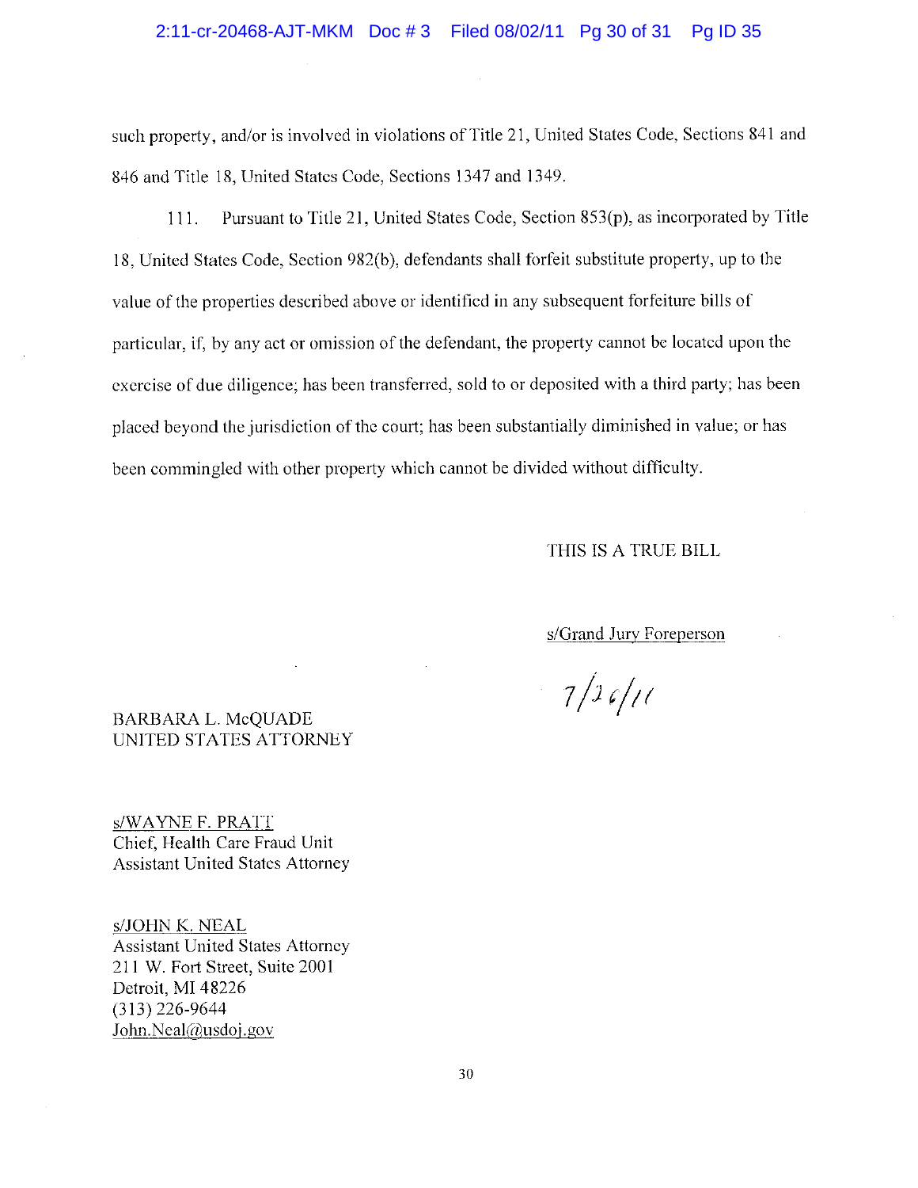such property, and/or is involved in violations of Title 21, United States Code, Sections 841 and 846 and Title 18, United States Code, Sections 1347 and 1349.

111. Pursuant to Title 21, United States Code, Section 853(p), as incorporated by Title 18, United States Code, Section 982(b), defendants shall forfeit substitute property, up to the value of the properties described above or identified in any subsequent forfeiture bills of particular, if, by any act or omission of the defendant, the property cannot be located upon the exercise of due diligence; has been transferred, sold to or deposited with a third party; has been placed beyond the jurisdiction of the court; has been substantially diminished in value; or has been commingled with other property which cannot be divided without difficulty.

THIS IS A TRUE BILL

s/Grand Jury Foreperson

7/26/11

BARBARA L. McQUADE
UNITED STATES ATTORNEY

s/WAYNE F. PRATT
Chief, Health Care Fraud Unit
Assistant United States Attorney

s/JOHN K. NEAL
Assistant United States Attorney
211 W. Fort Street, Suite 2001
Detroit, MI 48226
(313) 226-9644
John.Neal@usdoj.gov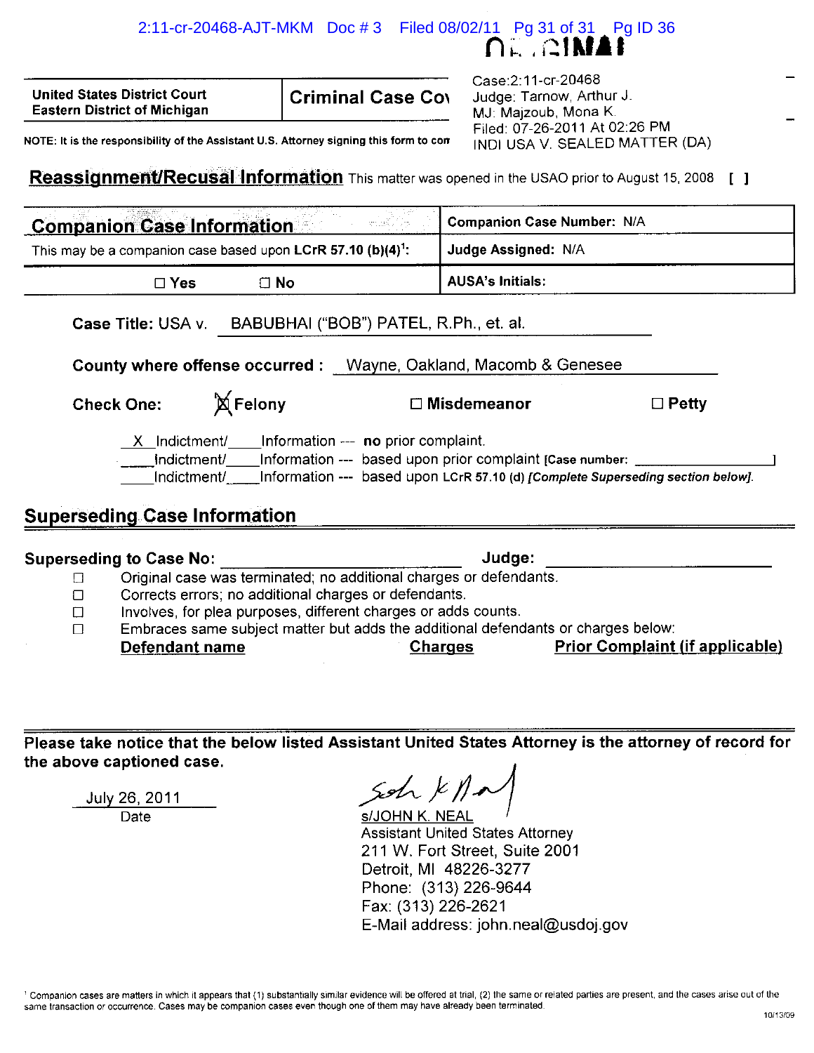ORIGINAL

| United States District Court<br>Eastern District of Michigan | Criminal Case Co\ |
|---|---|

Case:2:11-cr-20468
Judge: Tarnow, Arthur J.
MJ: Majzoub, Mona K.
Filed: 07-26-2011 At 02:26 PM
INDI USA V. SEALED MATTER (DA)

NOTE: It is the responsibility of the Assistant U.S. Attorney signing this form to con

## Reassignment/Recusal Information

This matter was opened in the USAO prior to August 15, 2008 [ ]

| Companion Case Information | Companion Case Number: N/A |
|---|---|
| This may be a companion case based upon LCrR 57.10 (b)(4)[1]: | Judge Assigned: N/A |
| ☐ Yes ☐ No | AUSA's Initials: |

**Case Title:** USA v. BABUBHAI ("BOB") PATEL, R.Ph., et. al.

**County where offense occurred :** Wayne, Oakland, Macomb & Genesee

**Check One:** ☒ **Felony** ☐ **Misdemeanor** ☐ **Petty**

\_X\_ Indictment/\_\_\_\_ Information --- **no** prior complaint.
\_\_\_\_ Indictment/\_\_\_\_ Information --- based upon prior complaint [Case number: \_\_\_\_\_\_\_\_\_\_\_\_\_\_\_\_]
\_\_\_\_ Indictment/\_\_\_\_ Information --- based upon LCrR 57.10 (d) *[Complete Superseding section below]*.

## Superseding Case Information

**Superseding to Case No:** \_\_\_\_\_\_\_\_\_\_\_\_\_\_\_\_ **Judge:** \_\_\_\_\_\_\_\_\_\_\_\_\_\_\_\_

- ☐ Original case was terminated; no additional charges or defendants.
- ☐ Corrects errors; no additional charges or defendants.
- ☐ Involves, for plea purposes, different charges or adds counts.
- ☐ Embraces same subject matter but adds the additional defendants or charges below:

| Defendant name | Charges | Prior Complaint (if applicable) |
|---|---|---|

**Please take notice that the below listed Assistant United States Attorney is the attorney of record for the above captioned case.**

July 26, 2011
Date

s/JOHN K. NEAL
Assistant United States Attorney
211 W. Fort Street, Suite 2001
Detroit, MI 48226-3277
Phone: (313) 226-9644
Fax: (313) 226-2621
E-Mail address: john.neal@usdoj.gov

[1] Companion cases are matters in which it appears that (1) substantially similar evidence will be offered at trial, (2) the same or related parties are present, and the cases arise out of the same transaction or occurrence. Cases may be companion cases even though one of them may have already been terminated.

10/13/09